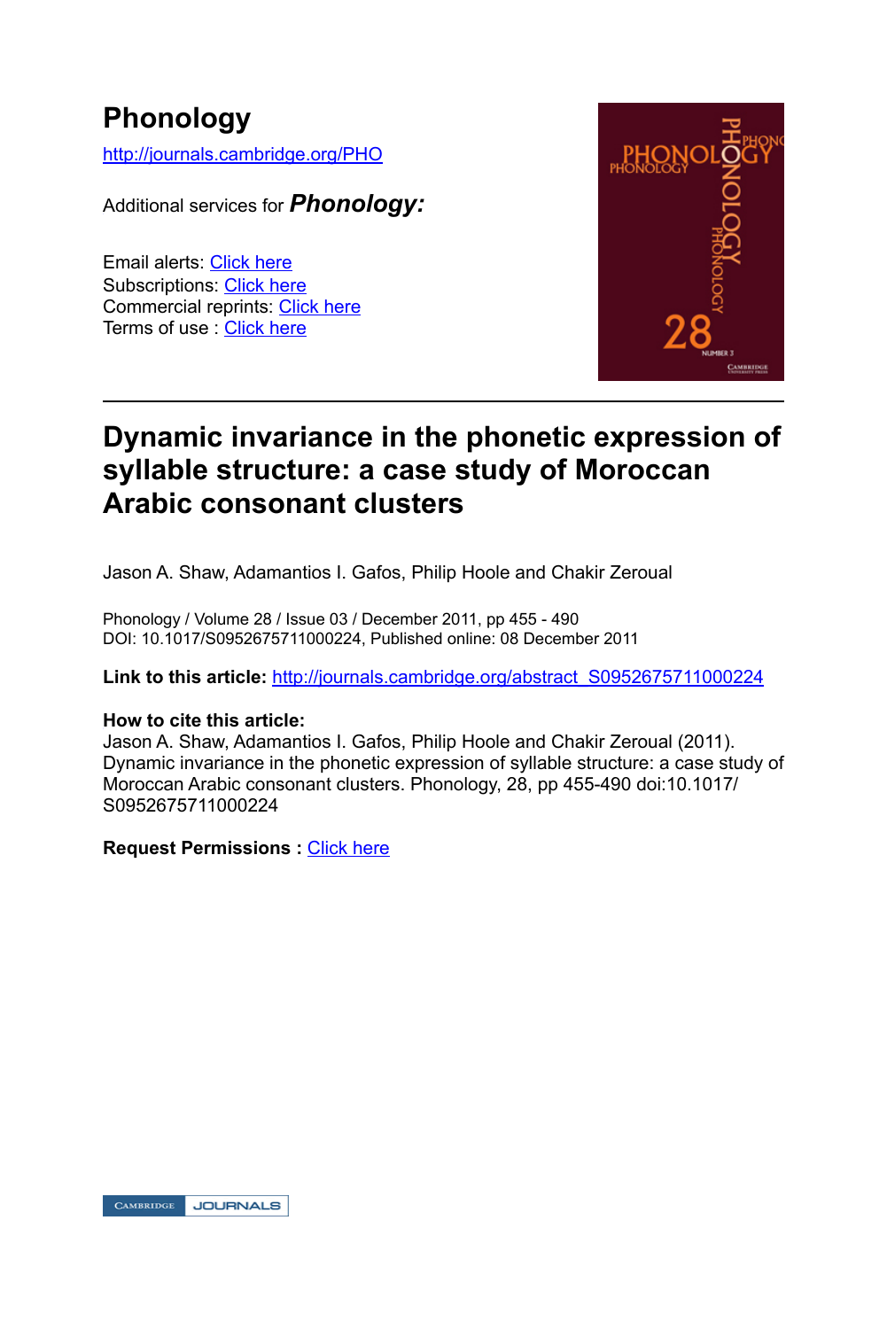# Phonology

http://journals.cambridge.org/PHO

Additional services for ***Phonology:***

Email alerts: Click here
Subscriptions: Click here
Commercial reprints: Click here
Terms of use : Click here

---

## Dynamic invariance in the phonetic expression of syllable structure: a case study of Moroccan Arabic consonant clusters

Jason A. Shaw, Adamantios I. Gafos, Philip Hoole and Chakir Zeroual

Phonology / Volume 28 / Issue 03 / December 2011, pp 455 - 490
DOI: 10.1017/S0952675711000224, Published online: 08 December 2011

**Link to this article:** http://journals.cambridge.org/abstract_S0952675711000224

**How to cite this article:**
Jason A. Shaw, Adamantios I. Gafos, Philip Hoole and Chakir Zeroual (2011). Dynamic invariance in the phonetic expression of syllable structure: a case study of Moroccan Arabic consonant clusters. Phonology, 28, pp 455-490 doi:10.1017/S0952675711000224

**Request Permissions :** Click here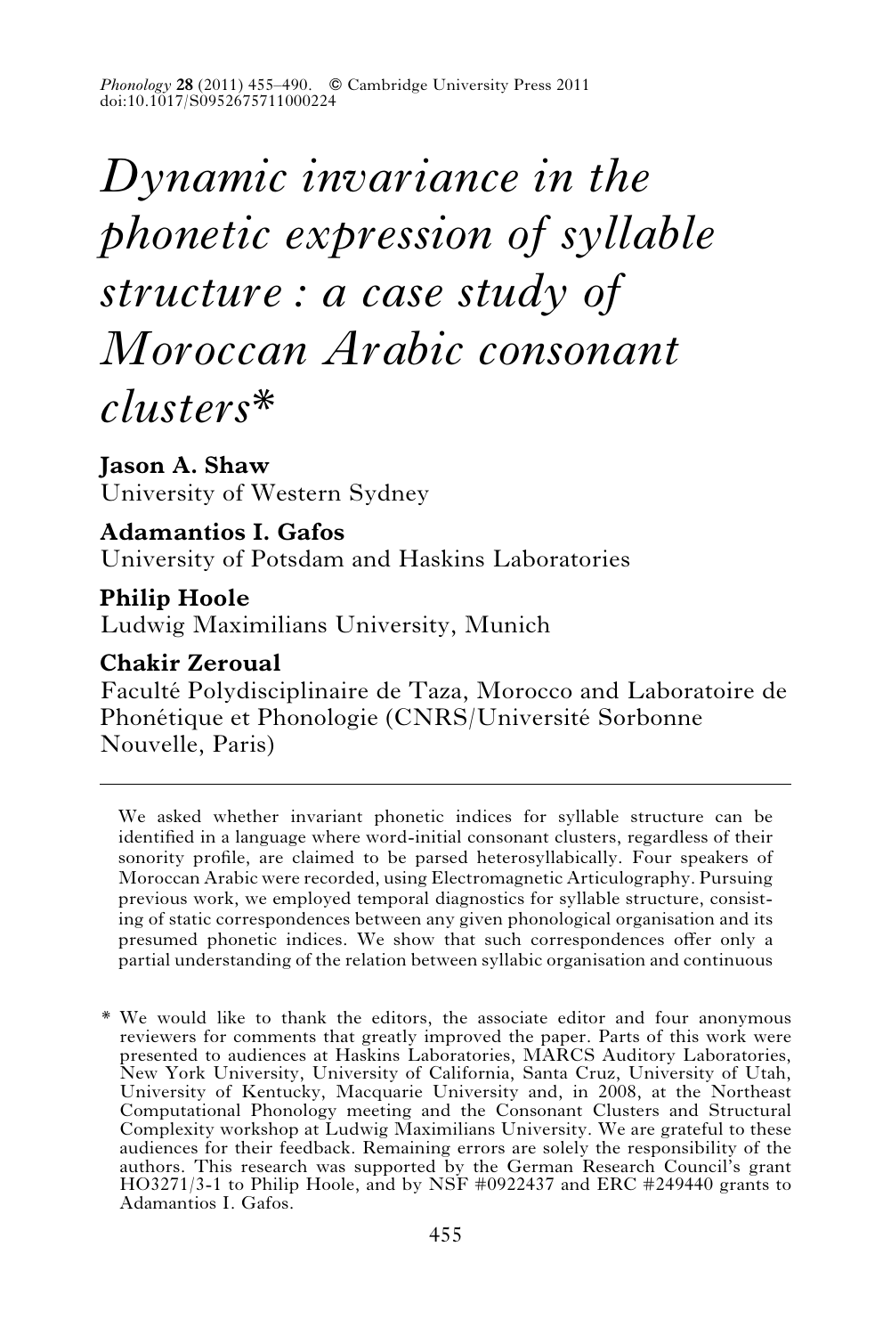Phonology 28 (2011) 455–490. © Cambridge University Press 2011
doi:10.1017/S0952675711000224

# *Dynamic invariance in the phonetic expression of syllable structure: a case study of Moroccan Arabic consonant clusters**

**Jason A. Shaw**
University of Western Sydney

**Adamantios I. Gafos**
University of Potsdam and Haskins Laboratories

**Philip Hoole**
Ludwig Maximilians University, Munich

**Chakir Zeroual**
Faculté Polydisciplinaire de Taza, Morocco and Laboratoire de Phonétique et Phonologie (CNRS/Université Sorbonne Nouvelle, Paris)

---

We asked whether invariant phonetic indices for syllable structure can be identified in a language where word-initial consonant clusters, regardless of their sonority profile, are claimed to be parsed heterosyllabically. Four speakers of Moroccan Arabic were recorded, using Electromagnetic Articulography. Pursuing previous work, we employed temporal diagnostics for syllable structure, consisting of static correspondences between any given phonological organisation and its presumed phonetic indices. We show that such correspondences offer only a partial understanding of the relation between syllabic organisation and continuous

---

* We would like to thank the editors, the associate editor and four anonymous reviewers for comments that greatly improved the paper. Parts of this work were presented to audiences at Haskins Laboratories, MARCS Auditory Laboratories, New York University, University of California, Santa Cruz, University of Utah, University of Kentucky, Macquarie University and, in 2008, at the Northeast Computational Phonology meeting and the Consonant Clusters and Structural Complexity workshop at Ludwig Maximilians University. We are grateful to these audiences for their feedback. Remaining errors are solely the responsibility of the authors. This research was supported by the German Research Council's grant HO3271/3-1 to Philip Hoole, and by NSF #0922437 and ERC #249440 grants to Adamantios I. Gafos.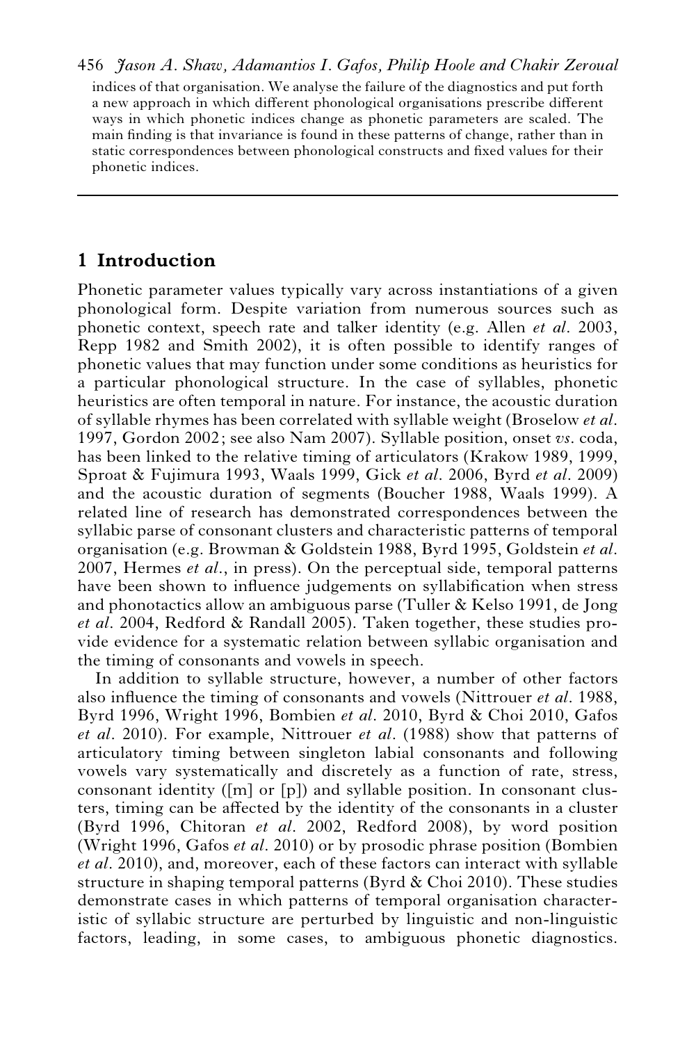indices of that organisation. We analyse the failure of the diagnostics and put forth a new approach in which different phonological organisations prescribe different ways in which phonetic indices change as phonetic parameters are scaled. The main finding is that invariance is found in these patterns of change, rather than in static correspondences between phonological constructs and fixed values for their phonetic indices.

---

## 1 Introduction

Phonetic parameter values typically vary across instantiations of a given phonological form. Despite variation from numerous sources such as phonetic context, speech rate and talker identity (e.g. Allen *et al*. 2003, Repp 1982 and Smith 2002), it is often possible to identify ranges of phonetic values that may function under some conditions as heuristics for a particular phonological structure. In the case of syllables, phonetic heuristics are often temporal in nature. For instance, the acoustic duration of syllable rhymes has been correlated with syllable weight (Broselow *et al*. 1997, Gordon 2002; see also Nam 2007). Syllable position, onset *vs*. coda, has been linked to the relative timing of articulators (Krakow 1989, 1999, Sproat & Fujimura 1993, Waals 1999, Gick *et al*. 2006, Byrd *et al*. 2009) and the acoustic duration of segments (Boucher 1988, Waals 1999). A related line of research has demonstrated correspondences between the syllabic parse of consonant clusters and characteristic patterns of temporal organisation (e.g. Browman & Goldstein 1988, Byrd 1995, Goldstein *et al*. 2007, Hermes *et al*., in press). On the perceptual side, temporal patterns have been shown to influence judgements on syllabification when stress and phonotactics allow an ambiguous parse (Tuller & Kelso 1991, de Jong *et al*. 2004, Redford & Randall 2005). Taken together, these studies provide evidence for a systematic relation between syllabic organisation and the timing of consonants and vowels in speech.

In addition to syllable structure, however, a number of other factors also influence the timing of consonants and vowels (Nittrouer *et al*. 1988, Byrd 1996, Wright 1996, Bombien *et al*. 2010, Byrd & Choi 2010, Gafos *et al*. 2010). For example, Nittrouer *et al*. (1988) show that patterns of articulatory timing between singleton labial consonants and following vowels vary systematically and discretely as a function of rate, stress, consonant identity ([m] or [p]) and syllable position. In consonant clusters, timing can be affected by the identity of the consonants in a cluster (Byrd 1996, Chitoran *et al*. 2002, Redford 2008), by word position (Wright 1996, Gafos *et al*. 2010) or by prosodic phrase position (Bombien *et al*. 2010), and, moreover, each of these factors can interact with syllable structure in shaping temporal patterns (Byrd & Choi 2010). These studies demonstrate cases in which patterns of temporal organisation characteristic of syllabic structure are perturbed by linguistic and non-linguistic factors, leading, in some cases, to ambiguous phonetic diagnostics.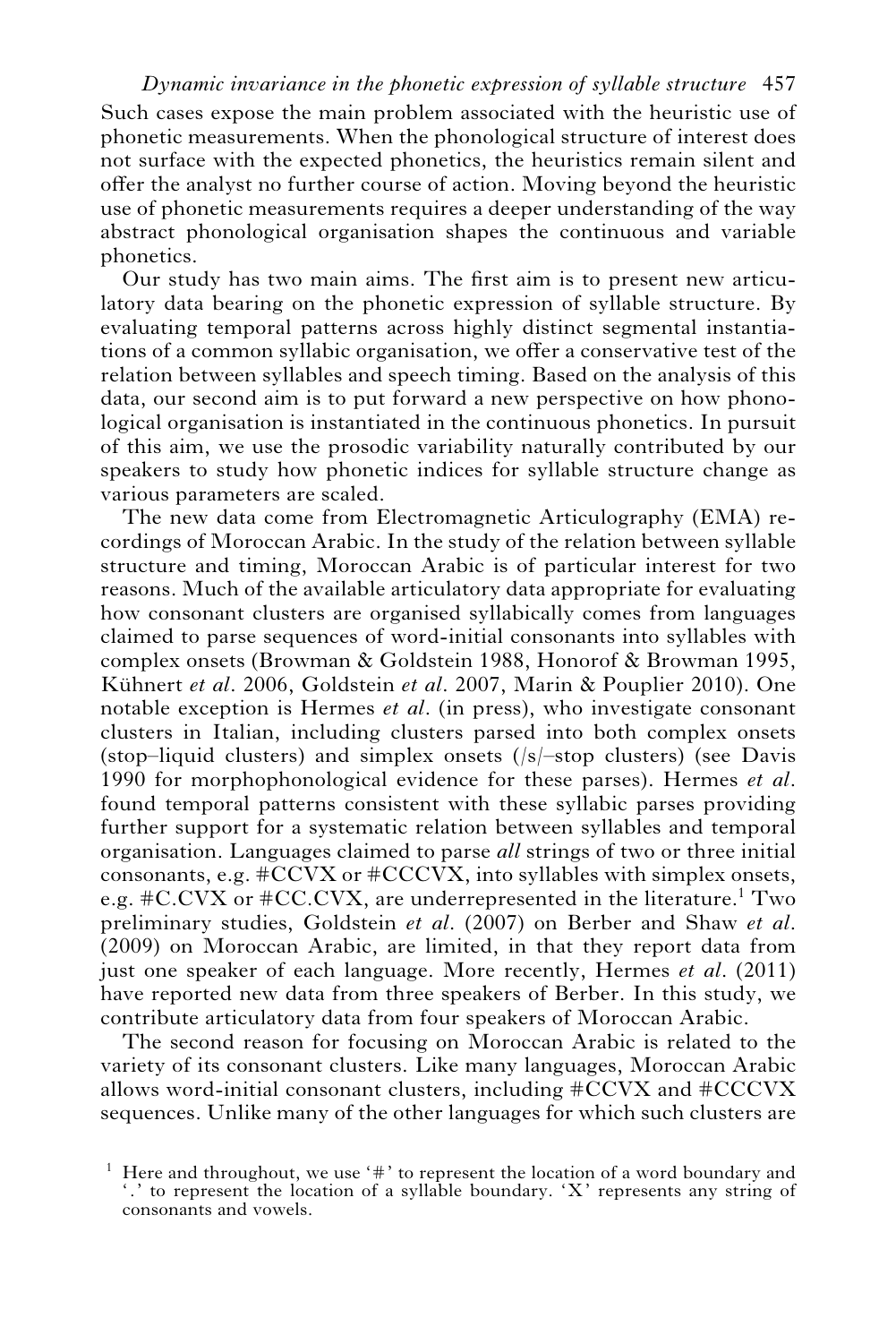Such cases expose the main problem associated with the heuristic use of phonetic measurements. When the phonological structure of interest does not surface with the expected phonetics, the heuristics remain silent and offer the analyst no further course of action. Moving beyond the heuristic use of phonetic measurements requires a deeper understanding of the way abstract phonological organisation shapes the continuous and variable phonetics.

Our study has two main aims. The first aim is to present new articulatory data bearing on the phonetic expression of syllable structure. By evaluating temporal patterns across highly distinct segmental instantiations of a common syllabic organisation, we offer a conservative test of the relation between syllables and speech timing. Based on the analysis of this data, our second aim is to put forward a new perspective on how phonological organisation is instantiated in the continuous phonetics. In pursuit of this aim, we use the prosodic variability naturally contributed by our speakers to study how phonetic indices for syllable structure change as various parameters are scaled.

The new data come from Electromagnetic Articulography (EMA) recordings of Moroccan Arabic. In the study of the relation between syllable structure and timing, Moroccan Arabic is of particular interest for two reasons. Much of the available articulatory data appropriate for evaluating how consonant clusters are organised syllabically comes from languages claimed to parse sequences of word-initial consonants into syllables with complex onsets (Browman & Goldstein 1988, Honorof & Browman 1995, Kühnert *et al*. 2006, Goldstein *et al*. 2007, Marin & Pouplier 2010). One notable exception is Hermes *et al*. (in press), who investigate consonant clusters in Italian, including clusters parsed into both complex onsets (stop–liquid clusters) and simplex onsets (/s/–stop clusters) (see Davis 1990 for morphophonological evidence for these parses). Hermes *et al*. found temporal patterns consistent with these syllabic parses providing further support for a systematic relation between syllables and temporal organisation. Languages claimed to parse *all* strings of two or three initial consonants, e.g. #CCVX or #CCCVX, into syllables with simplex onsets, e.g. #C.CVX or #CC.CVX, are underrepresented in the literature.[1] Two preliminary studies, Goldstein *et al*. (2007) on Berber and Shaw *et al*. (2009) on Moroccan Arabic, are limited, in that they report data from just one speaker of each language. More recently, Hermes *et al*. (2011) have reported new data from three speakers of Berber. In this study, we contribute articulatory data from four speakers of Moroccan Arabic.

The second reason for focusing on Moroccan Arabic is related to the variety of its consonant clusters. Like many languages, Moroccan Arabic allows word-initial consonant clusters, including #CCVX and #CCCVX sequences. Unlike many of the other languages for which such clusters are

[1] Here and throughout, we use '#' to represent the location of a word boundary and '.' to represent the location of a syllable boundary. 'X' represents any string of consonants and vowels.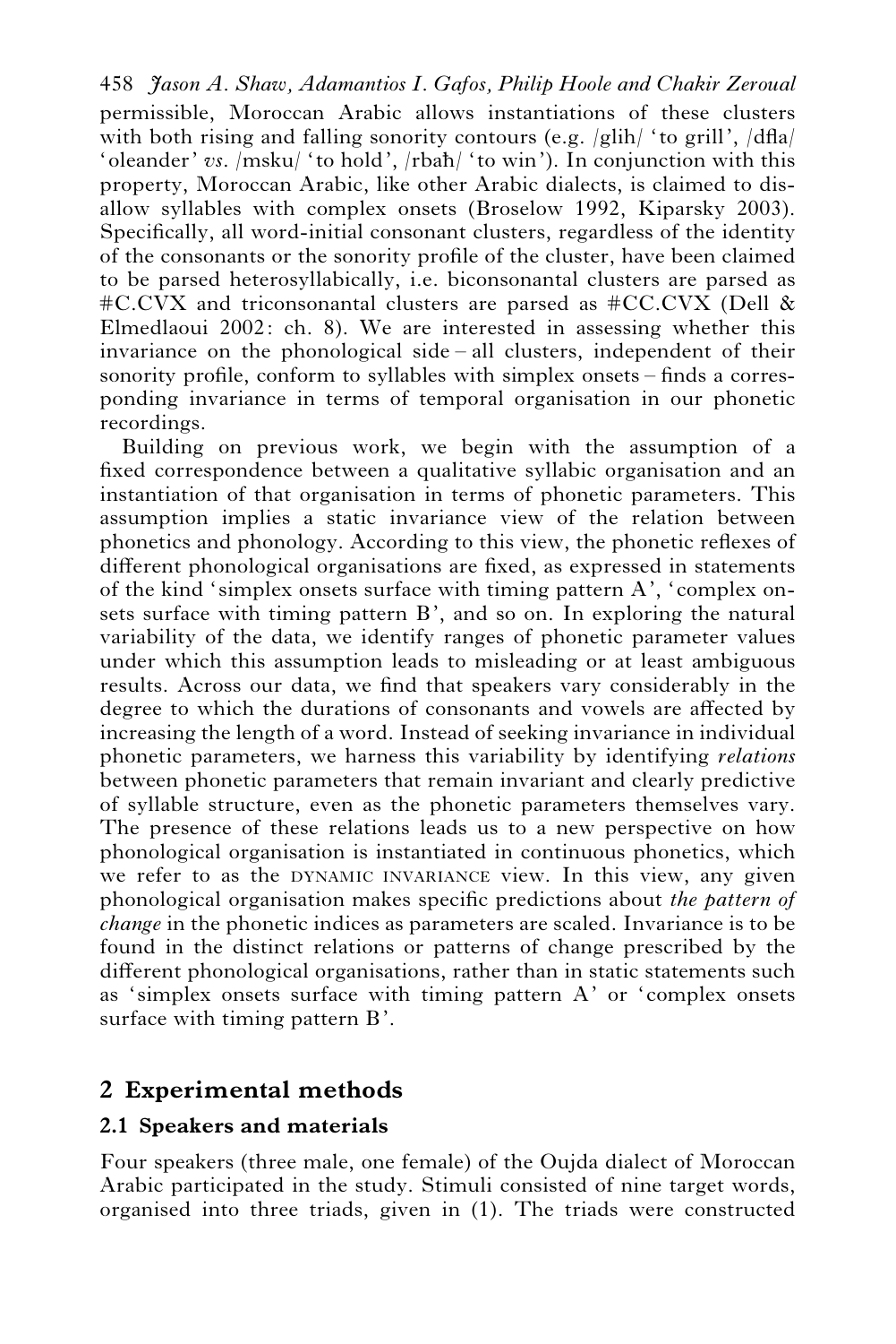permissible, Moroccan Arabic allows instantiations of these clusters with both rising and falling sonority contours (e.g. /glih/ 'to grill', /dfla/ 'oleander' *vs.* /msku/ 'to hold', /rbaħ/ 'to win'). In conjunction with this property, Moroccan Arabic, like other Arabic dialects, is claimed to disallow syllables with complex onsets (Broselow 1992, Kiparsky 2003). Specifically, all word-initial consonant clusters, regardless of the identity of the consonants or the sonority profile of the cluster, have been claimed to be parsed heterosyllabically, i.e. biconsonantal clusters are parsed as #C.CVX and triconsonantal clusters are parsed as #CC.CVX (Dell & Elmedlaoui 2002: ch. 8). We are interested in assessing whether this invariance on the phonological side – all clusters, independent of their sonority profile, conform to syllables with simplex onsets – finds a corresponding invariance in terms of temporal organisation in our phonetic recordings.

Building on previous work, we begin with the assumption of a fixed correspondence between a qualitative syllabic organisation and an instantiation of that organisation in terms of phonetic parameters. This assumption implies a static invariance view of the relation between phonetics and phonology. According to this view, the phonetic reflexes of different phonological organisations are fixed, as expressed in statements of the kind 'simplex onsets surface with timing pattern A', 'complex onsets surface with timing pattern B', and so on. In exploring the natural variability of the data, we identify ranges of phonetic parameter values under which this assumption leads to misleading or at least ambiguous results. Across our data, we find that speakers vary considerably in the degree to which the durations of consonants and vowels are affected by increasing the length of a word. Instead of seeking invariance in individual phonetic parameters, we harness this variability by identifying *relations* between phonetic parameters that remain invariant and clearly predictive of syllable structure, even as the phonetic parameters themselves vary. The presence of these relations leads us to a new perspective on how phonological organisation is instantiated in continuous phonetics, which we refer to as the DYNAMIC INVARIANCE view. In this view, any given phonological organisation makes specific predictions about *the pattern of change* in the phonetic indices as parameters are scaled. Invariance is to be found in the distinct relations or patterns of change prescribed by the different phonological organisations, rather than in static statements such as 'simplex onsets surface with timing pattern A' or 'complex onsets surface with timing pattern B'.

## 2 Experimental methods

### 2.1 Speakers and materials

Four speakers (three male, one female) of the Oujda dialect of Moroccan Arabic participated in the study. Stimuli consisted of nine target words, organised into three triads, given in (1). The triads were constructed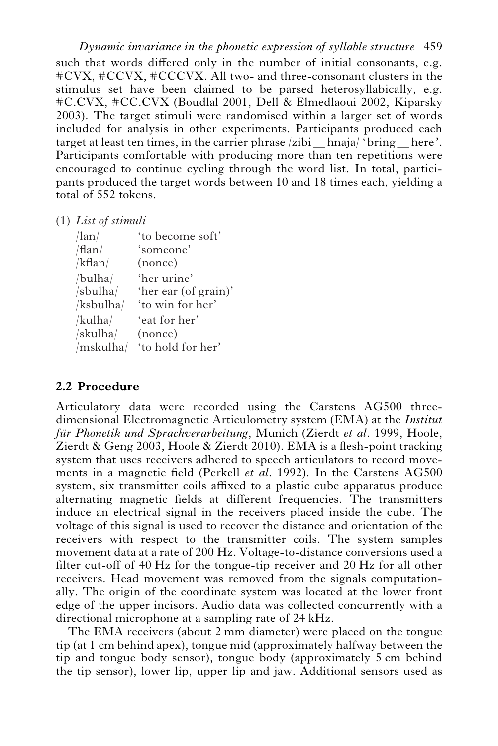such that words differed only in the number of initial consonants, e.g. #CVX, #CCVX, #CCCVX. All two- and three-consonant clusters in the stimulus set have been claimed to be parsed heterosyllabically, e.g. #C.CVX, #CC.CVX (Boudlal 2001, Dell & Elmedlaoui 2002, Kiparsky 2003). The target stimuli were randomised within a larger set of words included for analysis in other experiments. Participants produced each target at least ten times, in the carrier phrase /zibi __ hnaja/ 'bring __ here'. Participants comfortable with producing more than ten repetitions were encouraged to continue cycling through the word list. In total, participants produced the target words between 10 and 18 times each, yielding a total of 552 tokens.

(1) *List of stimuli*

| | |
|---|---|
| /lan/ | 'to become soft' |
| /flan/ | 'someone' |
| /kflan/ | (nonce) |
| /bulha/ | 'her urine' |
| /sbulha/ | 'her ear (of grain)' |
| /ksbulha/ | 'to win for her' |
| /kulha/ | 'eat for her' |
| /skulha/ | (nonce) |
| /mskulha/ | 'to hold for her' |

### 2.2 Procedure

Articulatory data were recorded using the Carstens AG500 three-dimensional Electromagnetic Articulometry system (EMA) at the *Institut für Phonetik und Sprachverarbeitung*, Munich (Zierdt *et al*. 1999, Hoole, Zierdt & Geng 2003, Hoole & Zierdt 2010). EMA is a flesh-point tracking system that uses receivers adhered to speech articulators to record movements in a magnetic field (Perkell *et al*. 1992). In the Carstens AG500 system, six transmitter coils affixed to a plastic cube apparatus produce alternating magnetic fields at different frequencies. The transmitters induce an electrical signal in the receivers placed inside the cube. The voltage of this signal is used to recover the distance and orientation of the receivers with respect to the transmitter coils. The system samples movement data at a rate of 200 Hz. Voltage-to-distance conversions used a filter cut-off of 40 Hz for the tongue-tip receiver and 20 Hz for all other receivers. Head movement was removed from the signals computationally. The origin of the coordinate system was located at the lower front edge of the upper incisors. Audio data was collected concurrently with a directional microphone at a sampling rate of 24 kHz.

The EMA receivers (about 2 mm diameter) were placed on the tongue tip (at 1 cm behind apex), tongue mid (approximately halfway between the tip and tongue body sensor), tongue body (approximately 5 cm behind the tip sensor), lower lip, upper lip and jaw. Additional sensors used as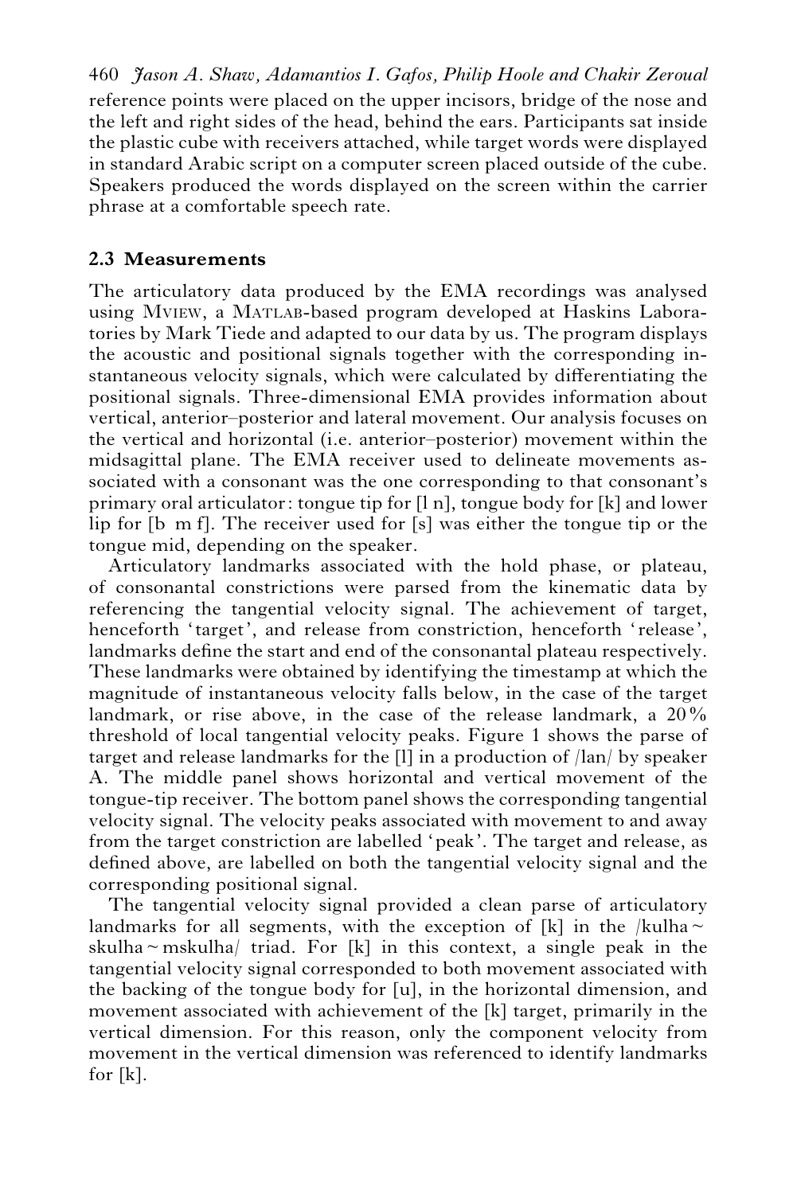reference points were placed on the upper incisors, bridge of the nose and the left and right sides of the head, behind the ears. Participants sat inside the plastic cube with receivers attached, while target words were displayed in standard Arabic script on a computer screen placed outside of the cube. Speakers produced the words displayed on the screen within the carrier phrase at a comfortable speech rate.

### 2.3 Measurements

The articulatory data produced by the EMA recordings was analysed using MVIEW, a MATLAB-based program developed at Haskins Laboratories by Mark Tiede and adapted to our data by us. The program displays the acoustic and positional signals together with the corresponding instantaneous velocity signals, which were calculated by differentiating the positional signals. Three-dimensional EMA provides information about vertical, anterior–posterior and lateral movement. Our analysis focuses on the vertical and horizontal (i.e. anterior–posterior) movement within the midsagittal plane. The EMA receiver used to delineate movements associated with a consonant was the one corresponding to that consonant's primary oral articulator: tongue tip for [l n], tongue body for [k] and lower lip for [b m f]. The receiver used for [s] was either the tongue tip or the tongue mid, depending on the speaker.

Articulatory landmarks associated with the hold phase, or plateau, of consonantal constrictions were parsed from the kinematic data by referencing the tangential velocity signal. The achievement of target, henceforth 'target', and release from constriction, henceforth 'release', landmarks define the start and end of the consonantal plateau respectively. These landmarks were obtained by identifying the timestamp at which the magnitude of instantaneous velocity falls below, in the case of the target landmark, or rise above, in the case of the release landmark, a 20% threshold of local tangential velocity peaks. Figure 1 shows the parse of target and release landmarks for the [l] in a production of /lan/ by speaker A. The middle panel shows horizontal and vertical movement of the tongue-tip receiver. The bottom panel shows the corresponding tangential velocity signal. The velocity peaks associated with movement to and away from the target constriction are labelled 'peak'. The target and release, as defined above, are labelled on both the tangential velocity signal and the corresponding positional signal.

The tangential velocity signal provided a clean parse of articulatory landmarks for all segments, with the exception of [k] in the /kulha ~ skulha ~ mskulha/ triad. For [k] in this context, a single peak in the tangential velocity signal corresponded to both movement associated with the backing of the tongue body for [u], in the horizontal dimension, and movement associated with achievement of the [k] target, primarily in the vertical dimension. For this reason, only the component velocity from movement in the vertical dimension was referenced to identify landmarks for [k].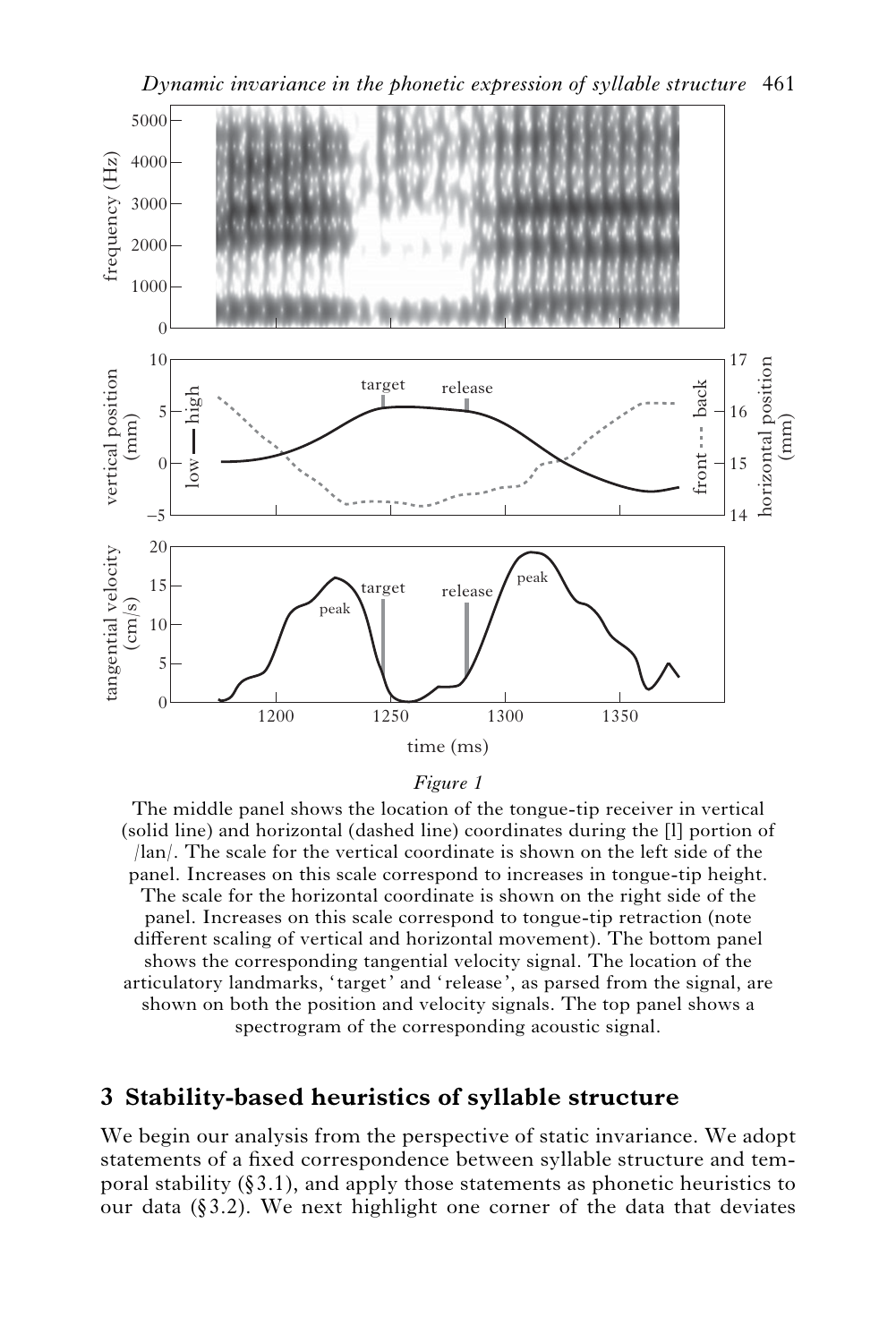*Figure 1*

The middle panel shows the location of the tongue-tip receiver in vertical (solid line) and horizontal (dashed line) coordinates during the [l] portion of /lan/. The scale for the vertical coordinate is shown on the left side of the panel. Increases on this scale correspond to increases in tongue-tip height. The scale for the horizontal coordinate is shown on the right side of the panel. Increases on this scale correspond to tongue-tip retraction (note different scaling of vertical and horizontal movement). The bottom panel shows the corresponding tangential velocity signal. The location of the articulatory landmarks, 'target' and 'release', as parsed from the signal, are shown on both the position and velocity signals. The top panel shows a spectrogram of the corresponding acoustic signal.

## 3 Stability-based heuristics of syllable structure

We begin our analysis from the perspective of static invariance. We adopt statements of a fixed correspondence between syllable structure and temporal stability (§3.1), and apply those statements as phonetic heuristics to our data (§3.2). We next highlight one corner of the data that deviates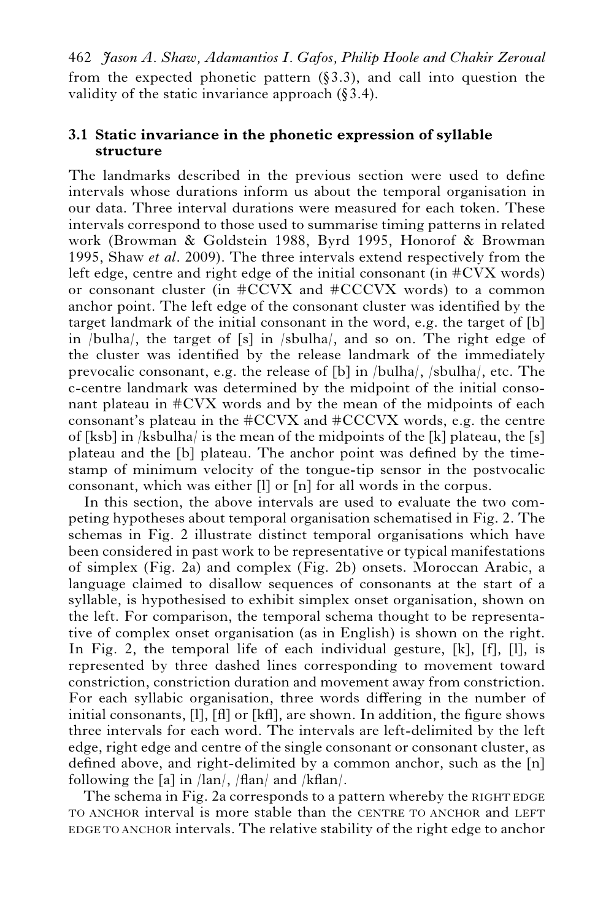from the expected phonetic pattern (§3.3), and call into question the validity of the static invariance approach (§3.4).

### 3.1 Static invariance in the phonetic expression of syllable structure

The landmarks described in the previous section were used to define intervals whose durations inform us about the temporal organisation in our data. Three interval durations were measured for each token. These intervals correspond to those used to summarise timing patterns in related work (Browman & Goldstein 1988, Byrd 1995, Honorof & Browman 1995, Shaw *et al*. 2009). The three intervals extend respectively from the left edge, centre and right edge of the initial consonant (in #CVX words) or consonant cluster (in #CCVX and #CCCVX words) to a common anchor point. The left edge of the consonant cluster was identified by the target landmark of the initial consonant in the word, e.g. the target of [b] in /bulha/, the target of [s] in /sbulha/, and so on. The right edge of the cluster was identified by the release landmark of the immediately prevocalic consonant, e.g. the release of [b] in /bulha/, /sbulha/, etc. The c-centre landmark was determined by the midpoint of the initial consonant plateau in #CVX words and by the mean of the midpoints of each consonant's plateau in the #CCVX and #CCCVX words, e.g. the centre of [ksb] in /ksbulha/ is the mean of the midpoints of the [k] plateau, the [s] plateau and the [b] plateau. The anchor point was defined by the timestamp of minimum velocity of the tongue-tip sensor in the postvocalic consonant, which was either [l] or [n] for all words in the corpus.

In this section, the above intervals are used to evaluate the two competing hypotheses about temporal organisation schematised in Fig. 2. The schemas in Fig. 2 illustrate distinct temporal organisations which have been considered in past work to be representative or typical manifestations of simplex (Fig. 2a) and complex (Fig. 2b) onsets. Moroccan Arabic, a language claimed to disallow sequences of consonants at the start of a syllable, is hypothesised to exhibit simplex onset organisation, shown on the left. For comparison, the temporal schema thought to be representative of complex onset organisation (as in English) is shown on the right. In Fig. 2, the temporal life of each individual gesture, [k], [f], [l], is represented by three dashed lines corresponding to movement toward constriction, constriction duration and movement away from constriction. For each syllabic organisation, three words differing in the number of initial consonants, [l], [fl] or [kfl], are shown. In addition, the figure shows three intervals for each word. The intervals are left-delimited by the left edge, right edge and centre of the single consonant or consonant cluster, as defined above, and right-delimited by a common anchor, such as the [n] following the [a] in /lan/, /flan/ and /kflan/.

The schema in Fig. 2a corresponds to a pattern whereby the RIGHT EDGE TO ANCHOR interval is more stable than the CENTRE TO ANCHOR and LEFT EDGE TO ANCHOR intervals. The relative stability of the right edge to anchor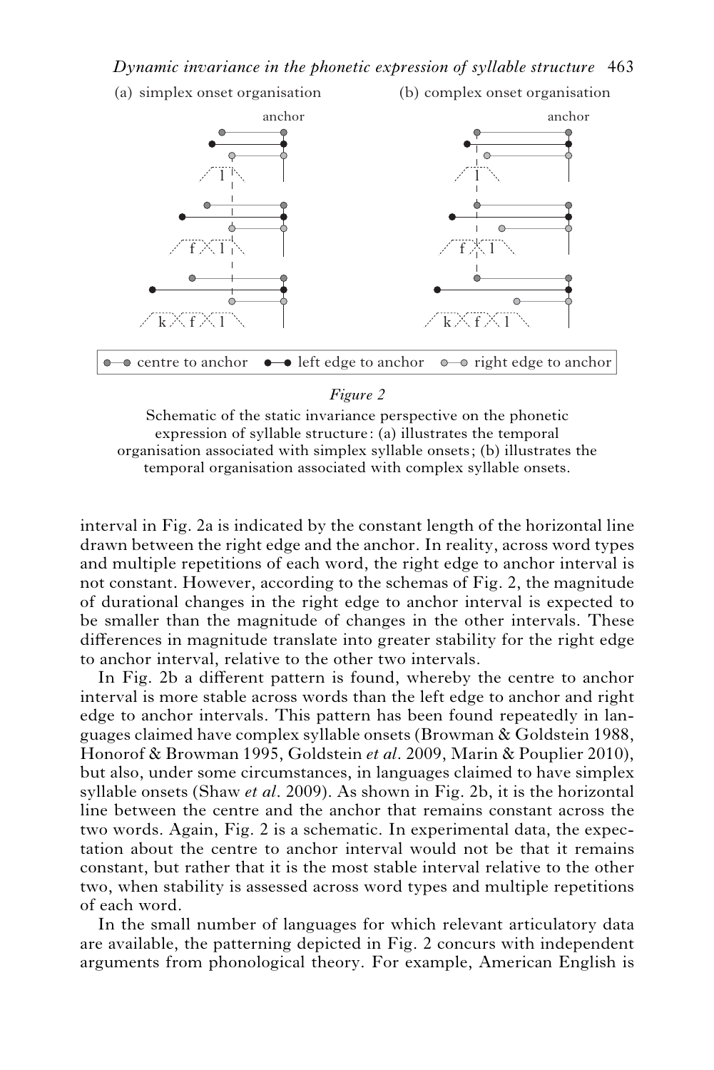*Figure 2*

Schematic of the static invariance perspective on the phonetic expression of syllable structure: (a) illustrates the temporal organisation associated with simplex syllable onsets; (b) illustrates the temporal organisation associated with complex syllable onsets.

interval in Fig. 2a is indicated by the constant length of the horizontal line drawn between the right edge and the anchor. In reality, across word types and multiple repetitions of each word, the right edge to anchor interval is not constant. However, according to the schemas of Fig. 2, the magnitude of durational changes in the right edge to anchor interval is expected to be smaller than the magnitude of changes in the other intervals. These differences in magnitude translate into greater stability for the right edge to anchor interval, relative to the other two intervals.

In Fig. 2b a different pattern is found, whereby the centre to anchor interval is more stable across words than the left edge to anchor and right edge to anchor intervals. This pattern has been found repeatedly in languages claimed have complex syllable onsets (Browman & Goldstein 1988, Honorof & Browman 1995, Goldstein *et al*. 2009, Marin & Pouplier 2010), but also, under some circumstances, in languages claimed to have simplex syllable onsets (Shaw *et al*. 2009). As shown in Fig. 2b, it is the horizontal line between the centre and the anchor that remains constant across the two words. Again, Fig. 2 is a schematic. In experimental data, the expectation about the centre to anchor interval would not be that it remains constant, but rather that it is the most stable interval relative to the other two, when stability is assessed across word types and multiple repetitions of each word.

In the small number of languages for which relevant articulatory data are available, the patterning depicted in Fig. 2 concurs with independent arguments from phonological theory. For example, American English is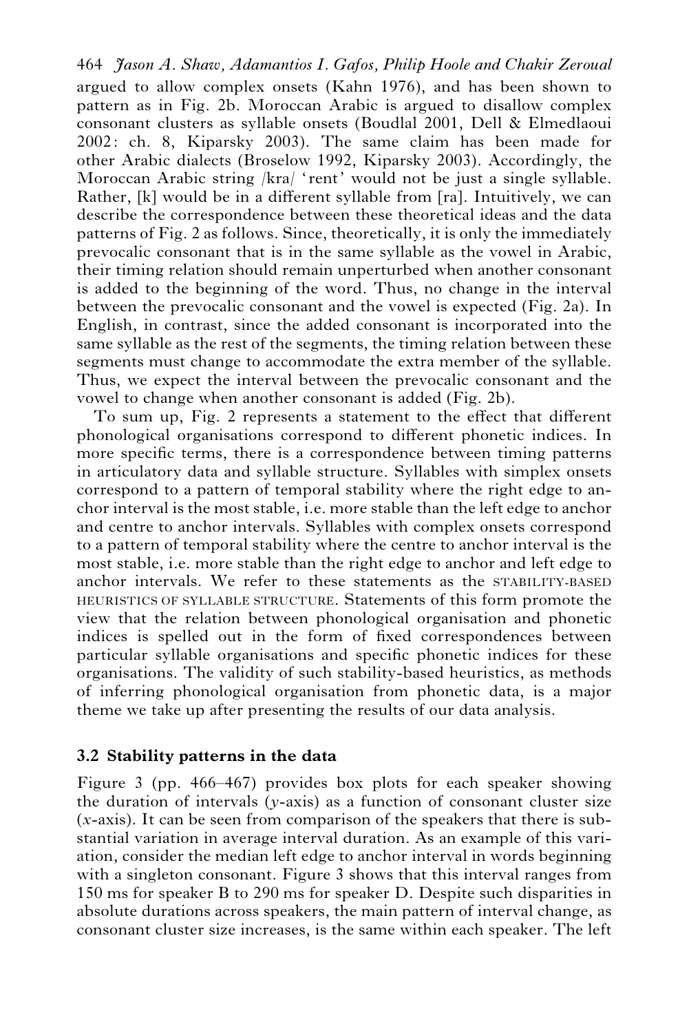argued to allow complex onsets (Kahn 1976), and has been shown to pattern as in Fig. 2b. Moroccan Arabic is argued to disallow complex consonant clusters as syllable onsets (Boudlal 2001, Dell & Elmedlaoui 2002: ch. 8, Kiparsky 2003). The same claim has been made for other Arabic dialects (Broselow 1992, Kiparsky 2003). Accordingly, the Moroccan Arabic string /kra/ 'rent' would not be just a single syllable. Rather, [k] would be in a different syllable from [ra]. Intuitively, we can describe the correspondence between these theoretical ideas and the data patterns of Fig. 2 as follows. Since, theoretically, it is only the immediately prevocalic consonant that is in the same syllable as the vowel in Arabic, their timing relation should remain unperturbed when another consonant is added to the beginning of the word. Thus, no change in the interval between the prevocalic consonant and the vowel is expected (Fig. 2a). In English, in contrast, since the added consonant is incorporated into the same syllable as the rest of the segments, the timing relation between these segments must change to accommodate the extra member of the syllable. Thus, we expect the interval between the prevocalic consonant and the vowel to change when another consonant is added (Fig. 2b).

To sum up, Fig. 2 represents a statement to the effect that different phonological organisations correspond to different phonetic indices. In more specific terms, there is a correspondence between timing patterns in articulatory data and syllable structure. Syllables with simplex onsets correspond to a pattern of temporal stability where the right edge to anchor interval is the most stable, i.e. more stable than the left edge to anchor and centre to anchor intervals. Syllables with complex onsets correspond to a pattern of temporal stability where the centre to anchor interval is the most stable, i.e. more stable than the right edge to anchor and left edge to anchor intervals. We refer to these statements as the STABILITY-BASED HEURISTICS OF SYLLABLE STRUCTURE. Statements of this form promote the view that the relation between phonological organisation and phonetic indices is spelled out in the form of fixed correspondences between particular syllable organisations and specific phonetic indices for these organisations. The validity of such stability-based heuristics, as methods of inferring phonological organisation from phonetic data, is a major theme we take up after presenting the results of our data analysis.

### 3.2 Stability patterns in the data

Figure 3 (pp. 466–467) provides box plots for each speaker showing the duration of intervals (*y*-axis) as a function of consonant cluster size (*x*-axis). It can be seen from comparison of the speakers that there is substantial variation in average interval duration. As an example of this variation, consider the median left edge to anchor interval in words beginning with a singleton consonant. Figure 3 shows that this interval ranges from 150 ms for speaker B to 290 ms for speaker D. Despite such disparities in absolute durations across speakers, the main pattern of interval change, as consonant cluster size increases, is the same within each speaker. The left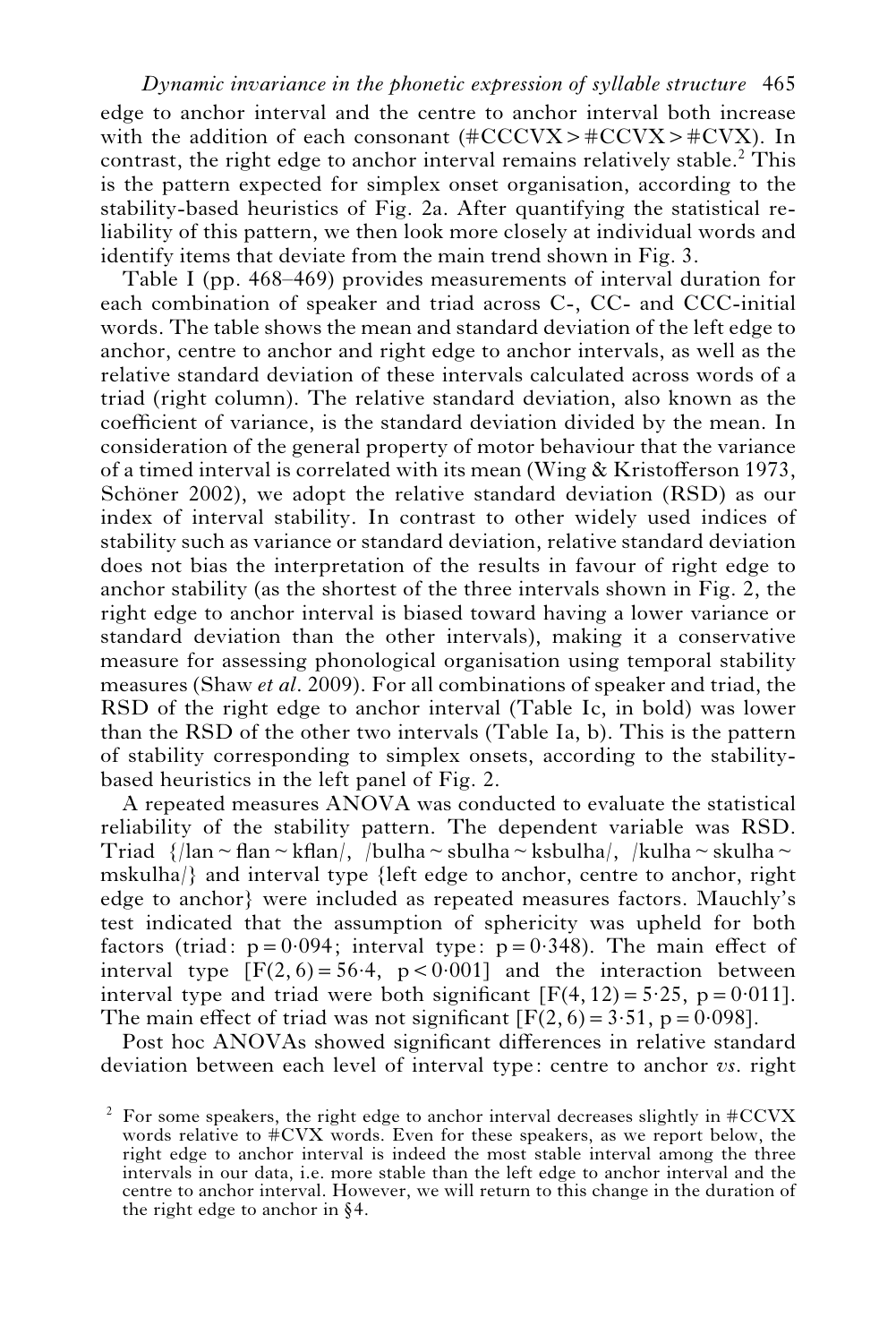edge to anchor interval and the centre to anchor interval both increase with the addition of each consonant (#CCCVX > #CCVX > #CVX). In contrast, the right edge to anchor interval remains relatively stable.[2] This is the pattern expected for simplex onset organisation, according to the stability-based heuristics of Fig. 2a. After quantifying the statistical reliability of this pattern, we then look more closely at individual words and identify items that deviate from the main trend shown in Fig. 3.

Table I (pp. 468–469) provides measurements of interval duration for each combination of speaker and triad across C-, CC- and CCC-initial words. The table shows the mean and standard deviation of the left edge to anchor, centre to anchor and right edge to anchor intervals, as well as the relative standard deviation of these intervals calculated across words of a triad (right column). The relative standard deviation, also known as the coefficient of variance, is the standard deviation divided by the mean. In consideration of the general property of motor behaviour that the variance of a timed interval is correlated with its mean (Wing & Kristofferson 1973, Schöner 2002), we adopt the relative standard deviation (RSD) as our index of interval stability. In contrast to other widely used indices of stability such as variance or standard deviation, relative standard deviation does not bias the interpretation of the results in favour of right edge to anchor stability (as the shortest of the three intervals shown in Fig. 2, the right edge to anchor interval is biased toward having a lower variance or standard deviation than the other intervals), making it a conservative measure for assessing phonological organisation using temporal stability measures (Shaw *et al*. 2009). For all combinations of speaker and triad, the RSD of the right edge to anchor interval (Table Ic, in bold) was lower than the RSD of the other two intervals (Table Ia, b). This is the pattern of stability corresponding to simplex onsets, according to the stability-based heuristics in the left panel of Fig. 2.

A repeated measures ANOVA was conducted to evaluate the statistical reliability of the stability pattern. The dependent variable was RSD. Triad {/lan ~ flan ~ kflan/, /bulha ~ sbulha ~ ksbulha/, /kulha ~ skulha ~ mskulha/} and interval type {left edge to anchor, centre to anchor, right edge to anchor} were included as repeated measures factors. Mauchly's test indicated that the assumption of sphericity was upheld for both factors (triad: $p = 0{\cdot}094$; interval type: $p = 0{\cdot}348$). The main effect of interval type [$F(2, 6) = 56{\cdot}4$, $p < 0{\cdot}001$] and the interaction between interval type and triad were both significant [$F(4, 12) = 5{\cdot}25$, $p = 0{\cdot}011$]. The main effect of triad was not significant [$F(2, 6) = 3{\cdot}51$, $p = 0{\cdot}098$].

Post hoc ANOVAs showed significant differences in relative standard deviation between each level of interval type: centre to anchor *vs*. right

[2] For some speakers, the right edge to anchor interval decreases slightly in #CCVX words relative to #CVX words. Even for these speakers, as we report below, the right edge to anchor interval is indeed the most stable interval among the three intervals in our data, i.e. more stable than the left edge to anchor interval and the centre to anchor interval. However, we will return to this change in the duration of the right edge to anchor in §4.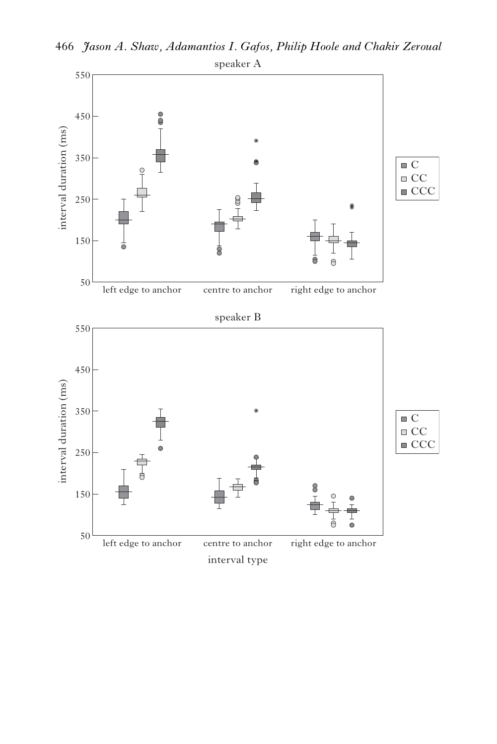speaker A

interval duration (ms)

left edge to anchor | centre to anchor | right edge to anchor

C
CC
CCC

speaker B

interval duration (ms)

left edge to anchor | centre to anchor | right edge to anchor

interval type

C
CC
CCC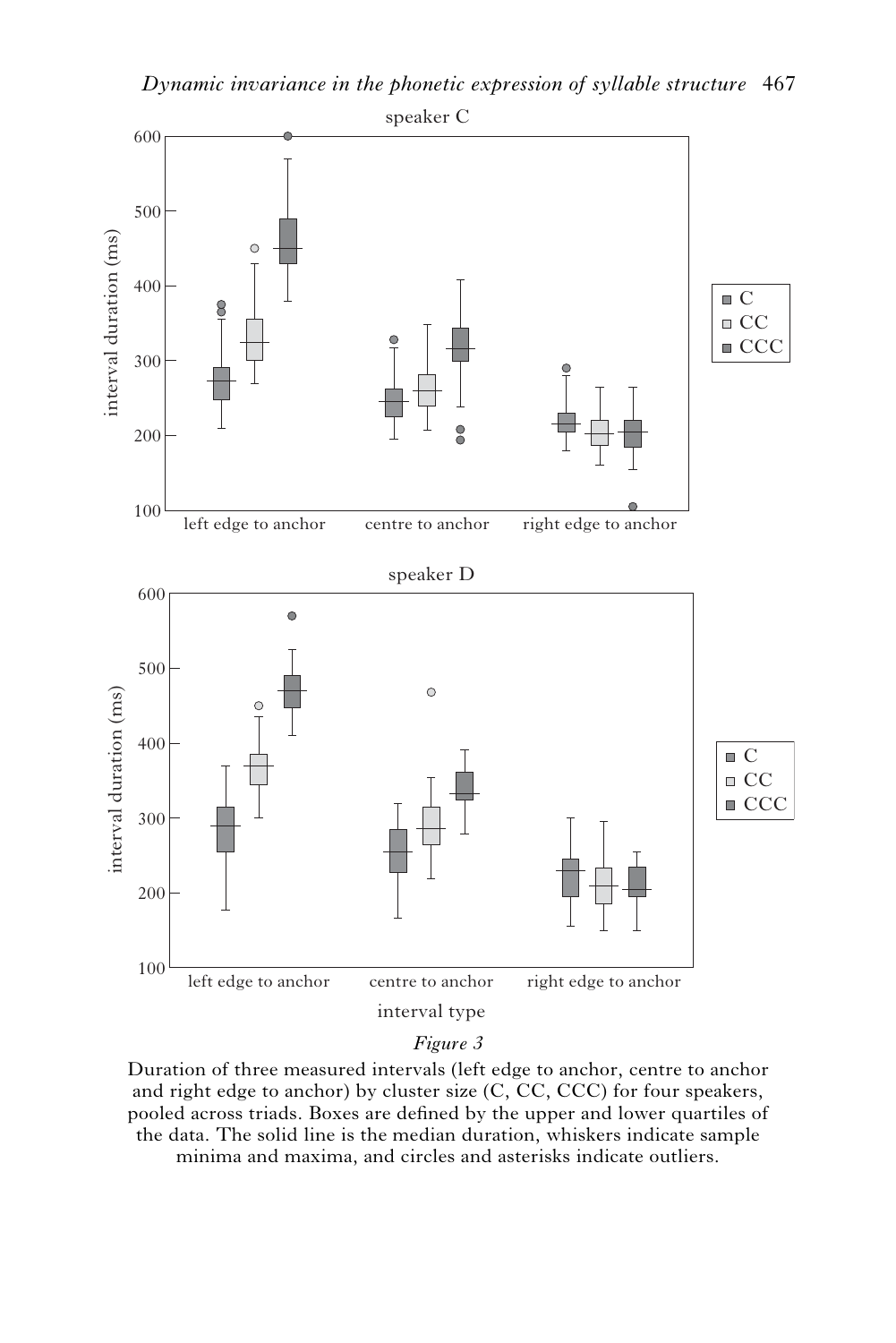*Figure 3*

Duration of three measured intervals (left edge to anchor, centre to anchor and right edge to anchor) by cluster size (C, CC, CCC) for four speakers, pooled across triads. Boxes are defined by the upper and lower quartiles of the data. The solid line is the median duration, whiskers indicate sample minima and maxima, and circles and asterisks indicate outliers.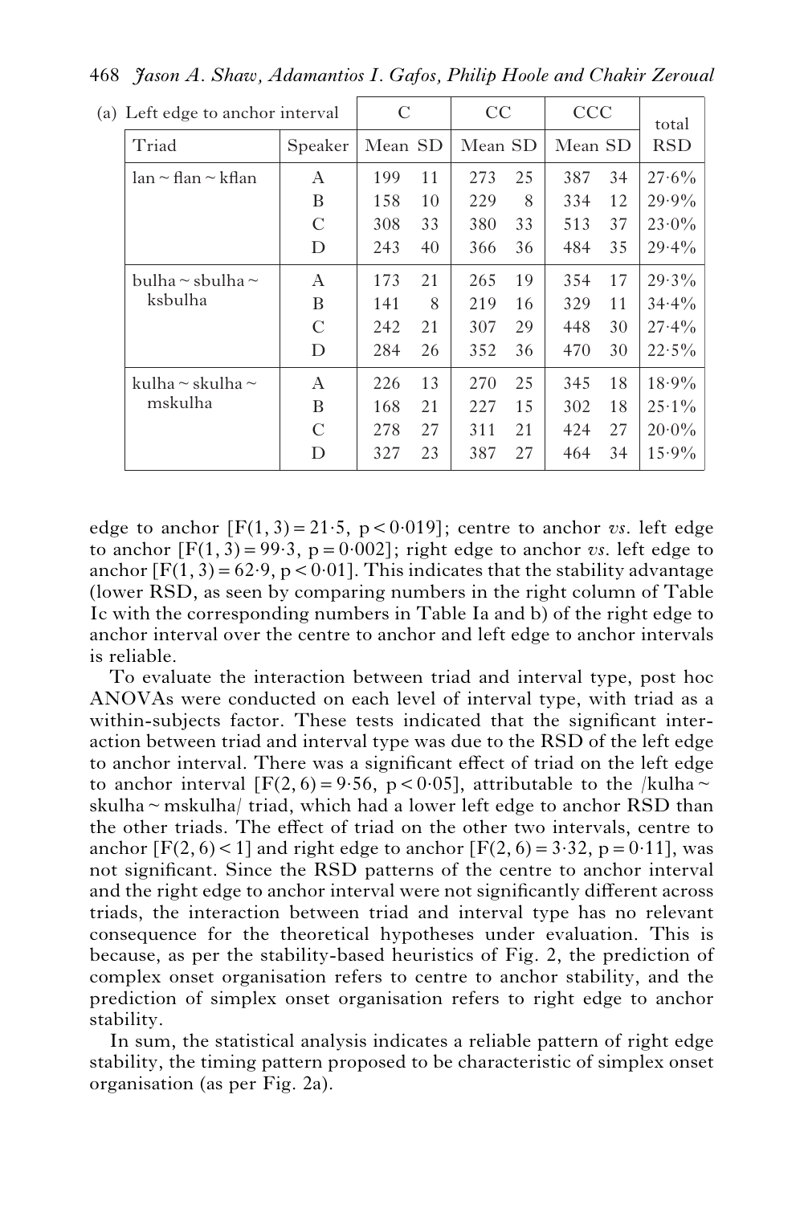| (a) Left edge to anchor interval | | C | | CC | | CCC | | total |
|---|---|---|---|---|---|---|---|---|
| Triad | Speaker | Mean | SD | Mean | SD | Mean | SD | RSD |
| lan ~ flan ~ kflan | A | 199 | 11 | 273 | 25 | 387 | 34 | 27·6% |
| | B | 158 | 10 | 229 | 8 | 334 | 12 | 29·9% |
| | C | 308 | 33 | 380 | 33 | 513 | 37 | 23·0% |
| | D | 243 | 40 | 366 | 36 | 484 | 35 | 29·4% |
| bulha ~ sbulha ~ ksbulha | A | 173 | 21 | 265 | 19 | 354 | 17 | 29·3% |
| | B | 141 | 8 | 219 | 16 | 329 | 11 | 34·4% |
| | C | 242 | 21 | 307 | 29 | 448 | 30 | 27·4% |
| | D | 284 | 26 | 352 | 36 | 470 | 30 | 22·5% |
| kulha ~ skulha ~ mskulha | A | 226 | 13 | 270 | 25 | 345 | 18 | 18·9% |
| | B | 168 | 21 | 227 | 15 | 302 | 18 | 25·1% |
| | C | 278 | 27 | 311 | 21 | 424 | 27 | 20·0% |
| | D | 327 | 23 | 387 | 27 | 464 | 34 | 15·9% |

edge to anchor [$F(1, 3) = 21{\cdot}5$, $p < 0{\cdot}019$]; centre to anchor *vs*. left edge to anchor [$F(1, 3) = 99{\cdot}3$, $p = 0{\cdot}002$]; right edge to anchor *vs*. left edge to anchor [$F(1, 3) = 62{\cdot}9$, $p < 0{\cdot}01$]. This indicates that the stability advantage (lower RSD, as seen by comparing numbers in the right column of Table Ic with the corresponding numbers in Table Ia and b) of the right edge to anchor interval over the centre to anchor and left edge to anchor intervals is reliable.

To evaluate the interaction between triad and interval type, post hoc ANOVAs were conducted on each level of interval type, with triad as a within-subjects factor. These tests indicated that the significant interaction between triad and interval type was due to the RSD of the left edge to anchor interval. There was a significant effect of triad on the left edge to anchor interval [$F(2, 6) = 9{\cdot}56$, $p < 0{\cdot}05$], attributable to the /kulha ~ skulha ~ mskulha/ triad, which had a lower left edge to anchor RSD than the other triads. The effect of triad on the other two intervals, centre to anchor [$F(2, 6) < 1$] and right edge to anchor [$F(2, 6) = 3{\cdot}32$, $p = 0{\cdot}11$], was not significant. Since the RSD patterns of the centre to anchor interval and the right edge to anchor interval were not significantly different across triads, the interaction between triad and interval type has no relevant consequence for the theoretical hypotheses under evaluation. This is because, as per the stability-based heuristics of Fig. 2, the prediction of complex onset organisation refers to centre to anchor stability, and the prediction of simplex onset organisation refers to right edge to anchor stability.

In sum, the statistical analysis indicates a reliable pattern of right edge stability, the timing pattern proposed to be characteristic of simplex onset organisation (as per Fig. 2a).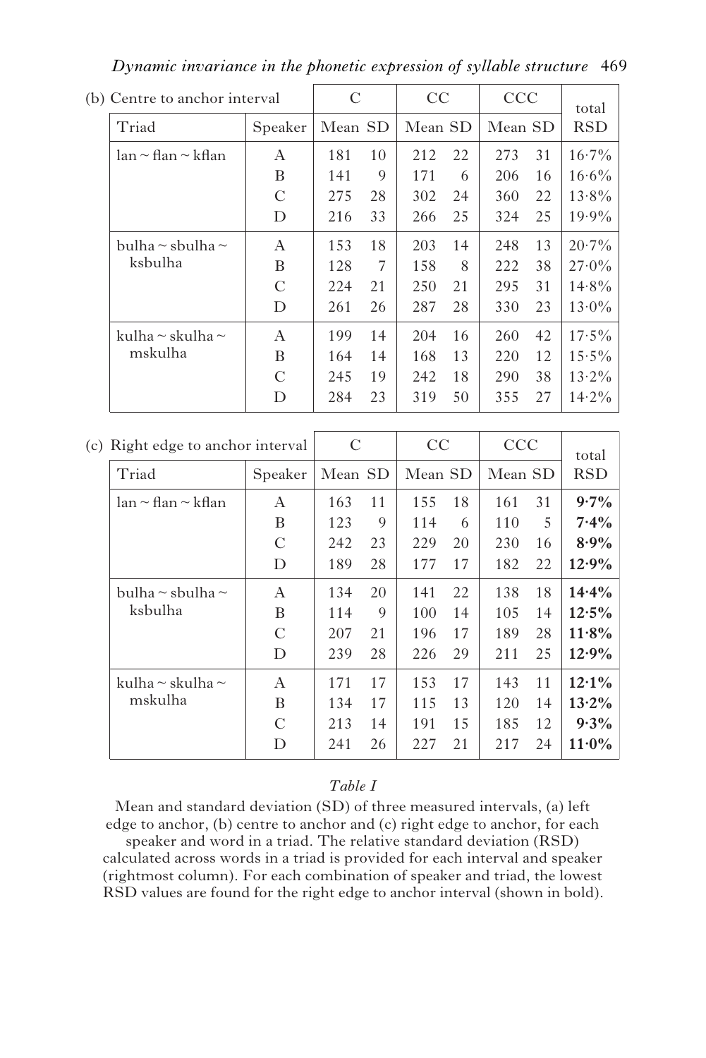(b) Centre to anchor interval

| Triad | Speaker | C Mean | C SD | CC Mean | CC SD | CCC Mean | CCC SD | total RSD |
|---|---|---|---|---|---|---|---|---|
| lan ~ flan ~ kflan | A | 181 | 10 | 212 | 22 | 273 | 31 | 16·7% |
| | B | 141 | 9 | 171 | 6 | 206 | 16 | 16·6% |
| | C | 275 | 28 | 302 | 24 | 360 | 22 | 13·8% |
| | D | 216 | 33 | 266 | 25 | 324 | 25 | 19·9% |
| bulha ~ sbulha ~ ksbulha | A | 153 | 18 | 203 | 14 | 248 | 13 | 20·7% |
| | B | 128 | 7 | 158 | 8 | 222 | 38 | 27·0% |
| | C | 224 | 21 | 250 | 21 | 295 | 31 | 14·8% |
| | D | 261 | 26 | 287 | 28 | 330 | 23 | 13·0% |
| kulha ~ skulha ~ mskulha | A | 199 | 14 | 204 | 16 | 260 | 42 | 17·5% |
| | B | 164 | 14 | 168 | 13 | 220 | 12 | 15·5% |
| | C | 245 | 19 | 242 | 18 | 290 | 38 | 13·2% |
| | D | 284 | 23 | 319 | 50 | 355 | 27 | 14·2% |

(c) Right edge to anchor interval

| Triad | Speaker | C Mean | C SD | CC Mean | CC SD | CCC Mean | CCC SD | total RSD |
|---|---|---|---|---|---|---|---|---|
| lan ~ flan ~ kflan | A | 163 | 11 | 155 | 18 | 161 | 31 | **9·7%** |
| | B | 123 | 9 | 114 | 6 | 110 | 5 | **7·4%** |
| | C | 242 | 23 | 229 | 20 | 230 | 16 | **8·9%** |
| | D | 189 | 28 | 177 | 17 | 182 | 22 | **12·9%** |
| bulha ~ sbulha ~ ksbulha | A | 134 | 20 | 141 | 22 | 138 | 18 | **14·4%** |
| | B | 114 | 9 | 100 | 14 | 105 | 14 | **12·5%** |
| | C | 207 | 21 | 196 | 17 | 189 | 28 | **11·8%** |
| | D | 239 | 28 | 226 | 29 | 211 | 25 | **12·9%** |
| kulha ~ skulha ~ mskulha | A | 171 | 17 | 153 | 17 | 143 | 11 | **12·1%** |
| | B | 134 | 17 | 115 | 13 | 120 | 14 | **13·2%** |
| | C | 213 | 14 | 191 | 15 | 185 | 12 | **9·3%** |
| | D | 241 | 26 | 227 | 21 | 217 | 24 | **11·0%** |

*Table I*

Mean and standard deviation (SD) of three measured intervals, (a) left edge to anchor, (b) centre to anchor and (c) right edge to anchor, for each speaker and word in a triad. The relative standard deviation (RSD) calculated across words in a triad is provided for each interval and speaker (rightmost column). For each combination of speaker and triad, the lowest RSD values are found for the right edge to anchor interval (shown in bold).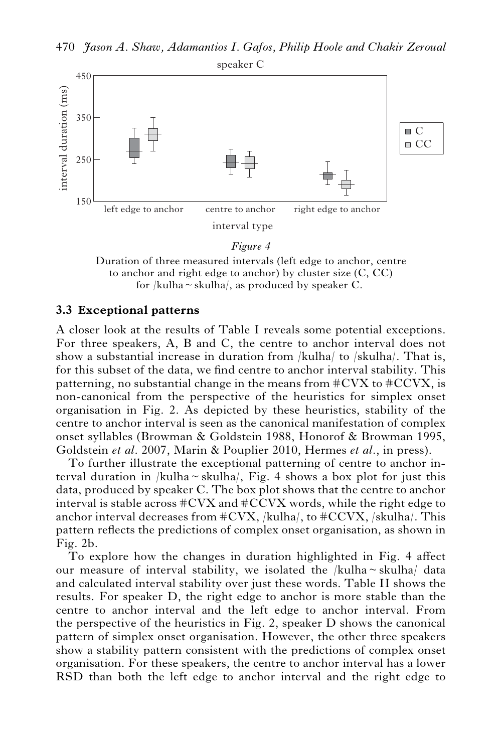Figure 4

Duration of three measured intervals (left edge to anchor, centre to anchor and right edge to anchor) by cluster size (C, CC) for /kulha ~ skulha/, as produced by speaker C.

### 3.3 Exceptional patterns

A closer look at the results of Table I reveals some potential exceptions. For three speakers, A, B and C, the centre to anchor interval does not show a substantial increase in duration from /kulha/ to /skulha/. That is, for this subset of the data, we find centre to anchor interval stability. This patterning, no substantial change in the means from #CVX to #CCVX, is non-canonical from the perspective of the heuristics for simplex onset organisation in Fig. 2. As depicted by these heuristics, stability of the centre to anchor interval is seen as the canonical manifestation of complex onset syllables (Browman & Goldstein 1988, Honorof & Browman 1995, Goldstein *et al*. 2007, Marin & Pouplier 2010, Hermes *et al*., in press).

To further illustrate the exceptional patterning of centre to anchor interval duration in /kulha ~ skulha/, Fig. 4 shows a box plot for just this data, produced by speaker C. The box plot shows that the centre to anchor interval is stable across #CVX and #CCVX words, while the right edge to anchor interval decreases from #CVX, /kulha/, to #CCVX, /skulha/. This pattern reflects the predictions of complex onset organisation, as shown in Fig. 2b.

To explore how the changes in duration highlighted in Fig. 4 affect our measure of interval stability, we isolated the /kulha ~ skulha/ data and calculated interval stability over just these words. Table II shows the results. For speaker D, the right edge to anchor is more stable than the centre to anchor interval and the left edge to anchor interval. From the perspective of the heuristics in Fig. 2, speaker D shows the canonical pattern of simplex onset organisation. However, the other three speakers show a stability pattern consistent with the predictions of complex onset organisation. For these speakers, the centre to anchor interval has a lower RSD than both the left edge to anchor interval and the right edge to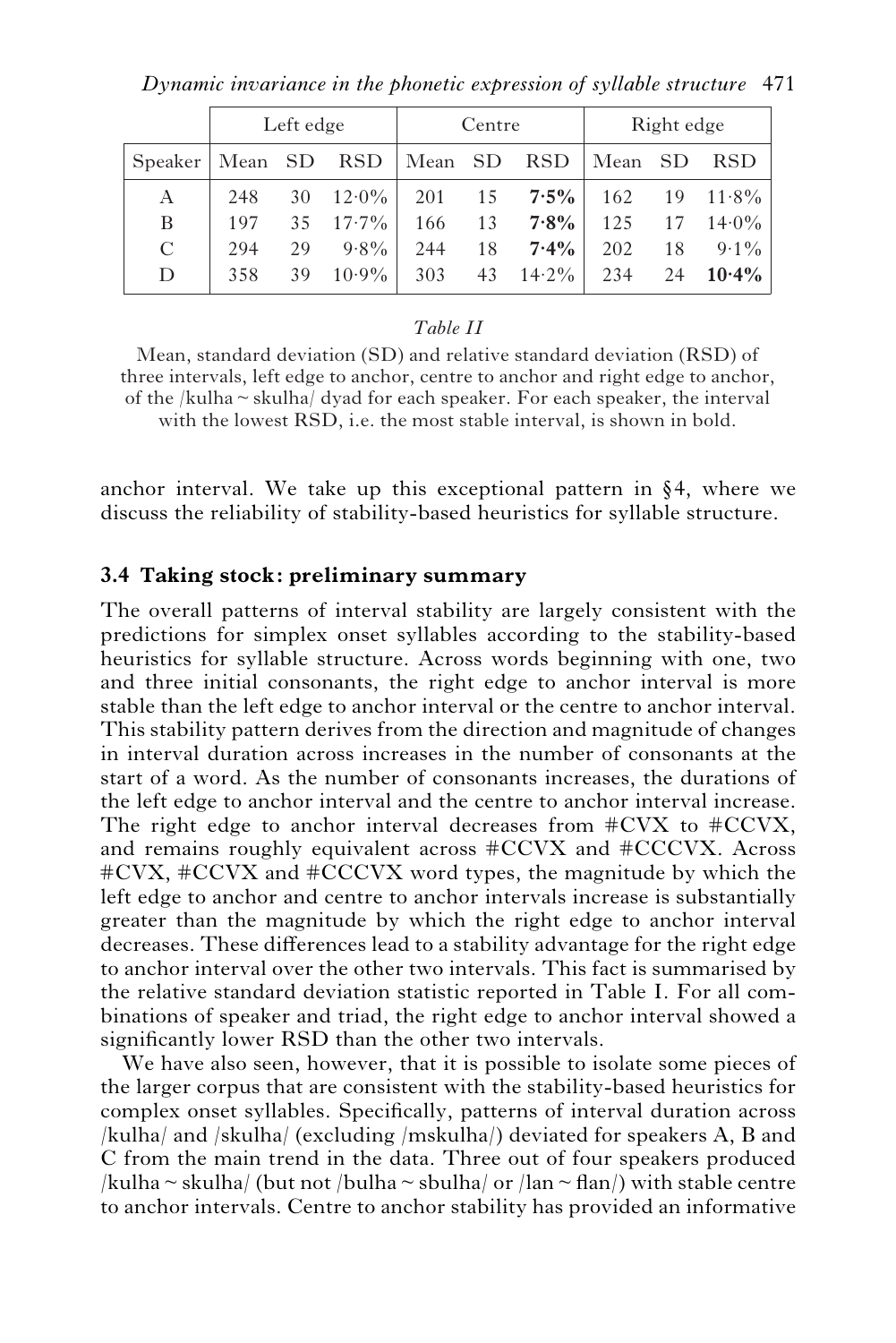| | Left edge | | | Centre | | | Right edge | | |
|---|---|---|---|---|---|---|---|---|---|
| Speaker | Mean | SD | RSD | Mean | SD | RSD | Mean | SD | RSD |
| A | 248 | 30 | 12·0% | 201 | 15 | **7·5%** | 162 | 19 | 11·8% |
| B | 197 | 35 | 17·7% | 166 | 13 | **7·8%** | 125 | 17 | 14·0% |
| C | 294 | 29 | 9·8% | 244 | 18 | **7·4%** | 202 | 18 | 9·1% |
| D | 358 | 39 | 10·9% | 303 | 43 | 14·2% | 234 | 24 | **10·4%** |

*Table II*

Mean, standard deviation (SD) and relative standard deviation (RSD) of three intervals, left edge to anchor, centre to anchor and right edge to anchor, of the /kulha ~ skulha/ dyad for each speaker. For each speaker, the interval with the lowest RSD, i.e. the most stable interval, is shown in bold.

anchor interval. We take up this exceptional pattern in §4, where we discuss the reliability of stability-based heuristics for syllable structure.

### 3.4 Taking stock: preliminary summary

The overall patterns of interval stability are largely consistent with the predictions for simplex onset syllables according to the stability-based heuristics for syllable structure. Across words beginning with one, two and three initial consonants, the right edge to anchor interval is more stable than the left edge to anchor interval or the centre to anchor interval. This stability pattern derives from the direction and magnitude of changes in interval duration across increases in the number of consonants at the start of a word. As the number of consonants increases, the durations of the left edge to anchor interval and the centre to anchor interval increase. The right edge to anchor interval decreases from #CVX to #CCVX, and remains roughly equivalent across #CCVX and #CCCVX. Across #CVX, #CCVX and #CCCVX word types, the magnitude by which the left edge to anchor and centre to anchor intervals increase is substantially greater than the magnitude by which the right edge to anchor interval decreases. These differences lead to a stability advantage for the right edge to anchor interval over the other two intervals. This fact is summarised by the relative standard deviation statistic reported in Table I. For all combinations of speaker and triad, the right edge to anchor interval showed a significantly lower RSD than the other two intervals.

We have also seen, however, that it is possible to isolate some pieces of the larger corpus that are consistent with the stability-based heuristics for complex onset syllables. Specifically, patterns of interval duration across /kulha/ and /skulha/ (excluding /mskulha/) deviated for speakers A, B and C from the main trend in the data. Three out of four speakers produced /kulha ~ skulha/ (but not /bulha ~ sbulha/ or /lan ~ flan/) with stable centre to anchor intervals. Centre to anchor stability has provided an informative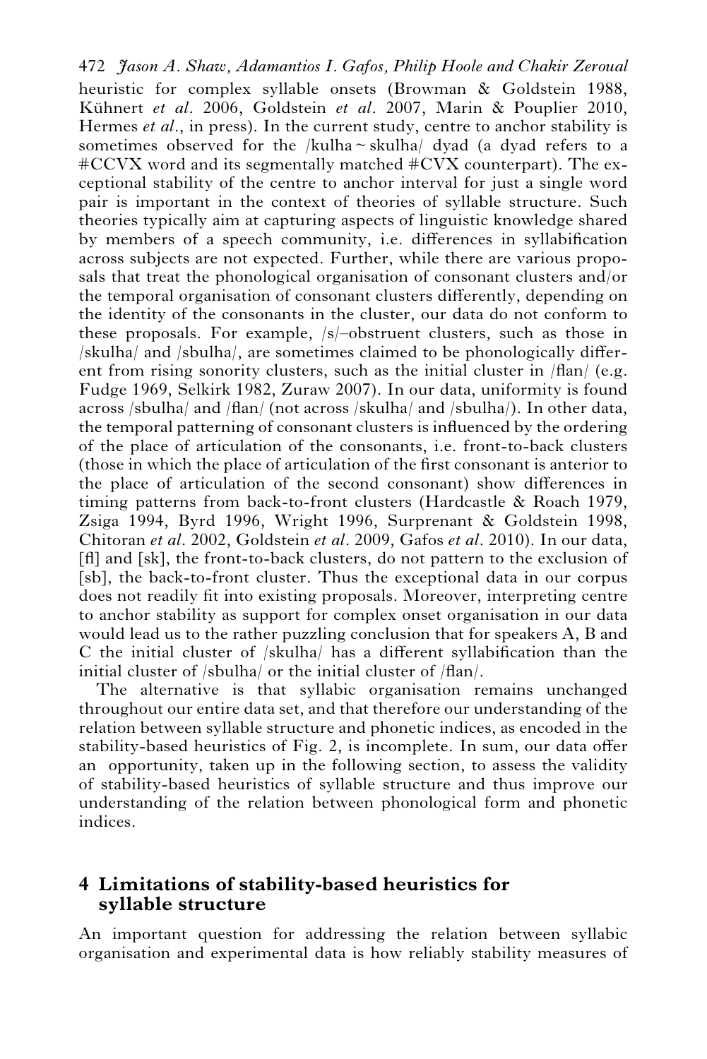heuristic for complex syllable onsets (Browman & Goldstein 1988, Kühnert *et al*. 2006, Goldstein *et al*. 2007, Marin & Pouplier 2010, Hermes *et al*., in press). In the current study, centre to anchor stability is sometimes observed for the /kulha ~ skulha/ dyad (a dyad refers to a #CCVX word and its segmentally matched #CVX counterpart). The exceptional stability of the centre to anchor interval for just a single word pair is important in the context of theories of syllable structure. Such theories typically aim at capturing aspects of linguistic knowledge shared by members of a speech community, i.e. differences in syllabification across subjects are not expected. Further, while there are various proposals that treat the phonological organisation of consonant clusters and/or the temporal organisation of consonant clusters differently, depending on the identity of the consonants in the cluster, our data do not conform to these proposals. For example, /s/–obstruent clusters, such as those in /skulha/ and /sbulha/, are sometimes claimed to be phonologically different from rising sonority clusters, such as the initial cluster in /flan/ (e.g. Fudge 1969, Selkirk 1982, Zuraw 2007). In our data, uniformity is found across /sbulha/ and /flan/ (not across /skulha/ and /sbulha/). In other data, the temporal patterning of consonant clusters is influenced by the ordering of the place of articulation of the consonants, i.e. front-to-back clusters (those in which the place of articulation of the first consonant is anterior to the place of articulation of the second consonant) show differences in timing patterns from back-to-front clusters (Hardcastle & Roach 1979, Zsiga 1994, Byrd 1996, Wright 1996, Surprenant & Goldstein 1998, Chitoran *et al*. 2002, Goldstein *et al*. 2009, Gafos *et al*. 2010). In our data, [fl] and [sk], the front-to-back clusters, do not pattern to the exclusion of [sb], the back-to-front cluster. Thus the exceptional data in our corpus does not readily fit into existing proposals. Moreover, interpreting centre to anchor stability as support for complex onset organisation in our data would lead us to the rather puzzling conclusion that for speakers A, B and C the initial cluster of /skulha/ has a different syllabification than the initial cluster of /sbulha/ or the initial cluster of /flan/.

The alternative is that syllabic organisation remains unchanged throughout our entire data set, and that therefore our understanding of the relation between syllable structure and phonetic indices, as encoded in the stability-based heuristics of Fig. 2, is incomplete. In sum, our data offer an opportunity, taken up in the following section, to assess the validity of stability-based heuristics of syllable structure and thus improve our understanding of the relation between phonological form and phonetic indices.

## 4 Limitations of stability-based heuristics for syllable structure

An important question for addressing the relation between syllabic organisation and experimental data is how reliably stability measures of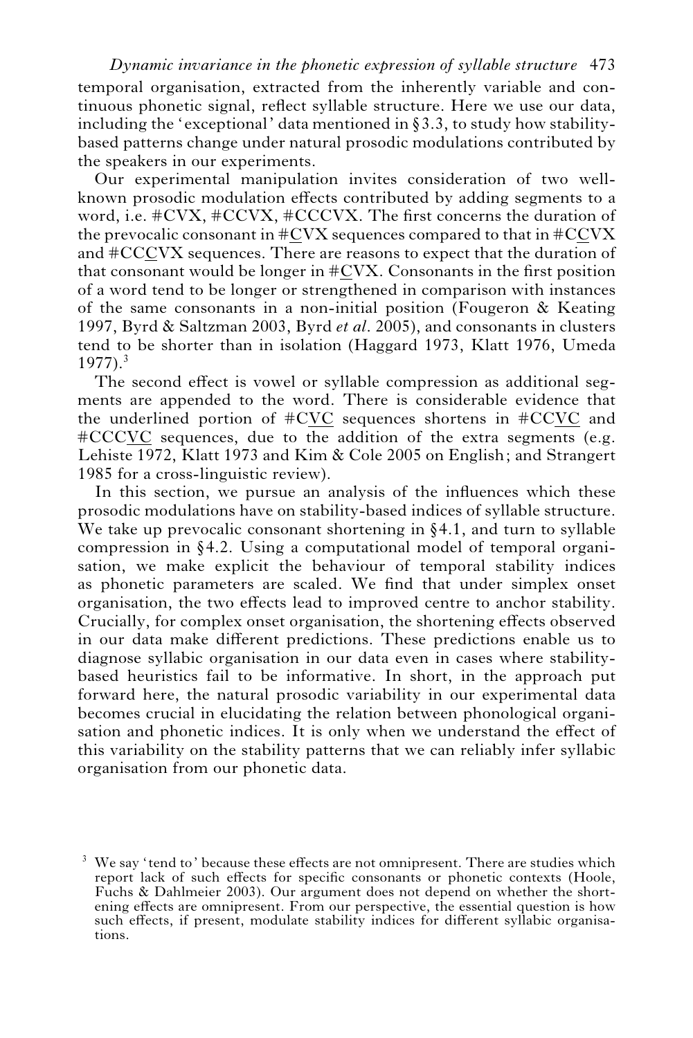temporal organisation, extracted from the inherently variable and continuous phonetic signal, reflect syllable structure. Here we use our data, including the 'exceptional' data mentioned in §3.3, to study how stability-based patterns change under natural prosodic modulations contributed by the speakers in our experiments.

Our experimental manipulation invites consideration of two well-known prosodic modulation effects contributed by adding segments to a word, i.e. #CVX, #CCVX, #CCCVX. The first concerns the duration of the prevocalic consonant in #<u>C</u>VX sequences compared to that in #C<u>C</u>VX and #CC<u>C</u>VX sequences. There are reasons to expect that the duration of that consonant would be longer in #<u>C</u>VX. Consonants in the first position of a word tend to be longer or strengthened in comparison with instances of the same consonants in a non-initial position (Fougeron & Keating 1997, Byrd & Saltzman 2003, Byrd *et al*. 2005), and consonants in clusters tend to be shorter than in isolation (Haggard 1973, Klatt 1976, Umeda 1977).[3]

The second effect is vowel or syllable compression as additional segments are appended to the word. There is considerable evidence that the underlined portion of #C<u>VC</u> sequences shortens in #CC<u>VC</u> and #CCC<u>VC</u> sequences, due to the addition of the extra segments (e.g. Lehiste 1972, Klatt 1973 and Kim & Cole 2005 on English; and Strangert 1985 for a cross-linguistic review).

In this section, we pursue an analysis of the influences which these prosodic modulations have on stability-based indices of syllable structure. We take up prevocalic consonant shortening in §4.1, and turn to syllable compression in §4.2. Using a computational model of temporal organisation, we make explicit the behaviour of temporal stability indices as phonetic parameters are scaled. We find that under simplex onset organisation, the two effects lead to improved centre to anchor stability. Crucially, for complex onset organisation, the shortening effects observed in our data make different predictions. These predictions enable us to diagnose syllabic organisation in our data even in cases where stability-based heuristics fail to be informative. In short, in the approach put forward here, the natural prosodic variability in our experimental data becomes crucial in elucidating the relation between phonological organisation and phonetic indices. It is only when we understand the effect of this variability on the stability patterns that we can reliably infer syllabic organisation from our phonetic data.

[3] We say 'tend to' because these effects are not omnipresent. There are studies which report lack of such effects for specific consonants or phonetic contexts (Hoole, Fuchs & Dahlmeier 2003). Our argument does not depend on whether the shortening effects are omnipresent. From our perspective, the essential question is how such effects, if present, modulate stability indices for different syllabic organisations.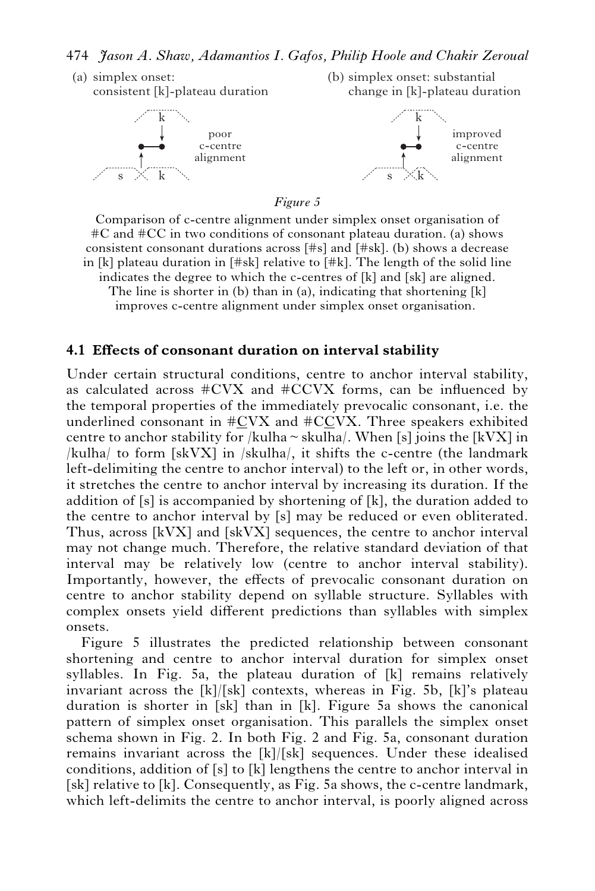(a) simplex onset: consistent [k]-plateau duration

(b) simplex onset: substantial change in [k]-plateau duration

poor c-centre alignment

improved c-centre alignment

*Figure 5*

Comparison of c-centre alignment under simplex onset organisation of #C and #CC in two conditions of consonant plateau duration. (a) shows consistent consonant durations across [#s] and [#sk]. (b) shows a decrease in [k] plateau duration in [#sk] relative to [#k]. The length of the solid line indicates the degree to which the c-centres of [k] and [sk] are aligned. The line is shorter in (b) than in (a), indicating that shortening [k] improves c-centre alignment under simplex onset organisation.

### 4.1 Effects of consonant duration on interval stability

Under certain structural conditions, centre to anchor interval stability, as calculated across #CVX and #CCVX forms, can be influenced by the temporal properties of the immediately prevocalic consonant, i.e. the underlined consonant in #<u>C</u>VX and #C<u>C</u>VX. Three speakers exhibited centre to anchor stability for /kulha ~ skulha/. When [s] joins the [kVX] in /kulha/ to form [skVX] in /skulha/, it shifts the c-centre (the landmark left-delimiting the centre to anchor interval) to the left or, in other words, it stretches the centre to anchor interval by increasing its duration. If the addition of [s] is accompanied by shortening of [k], the duration added to the centre to anchor interval by [s] may be reduced or even obliterated. Thus, across [kVX] and [skVX] sequences, the centre to anchor interval may not change much. Therefore, the relative standard deviation of that interval may be relatively low (centre to anchor interval stability). Importantly, however, the effects of prevocalic consonant duration on centre to anchor stability depend on syllable structure. Syllables with complex onsets yield different predictions than syllables with simplex onsets.

Figure 5 illustrates the predicted relationship between consonant shortening and centre to anchor interval duration for simplex onset syllables. In Fig. 5a, the plateau duration of [k] remains relatively invariant across the [k]/[sk] contexts, whereas in Fig. 5b, [k]'s plateau duration is shorter in [sk] than in [k]. Figure 5a shows the canonical pattern of simplex onset organisation. This parallels the simplex onset schema shown in Fig. 2. In both Fig. 2 and Fig. 5a, consonant duration remains invariant across the [k]/[sk] sequences. Under these idealised conditions, addition of [s] to [k] lengthens the centre to anchor interval in [sk] relative to [k]. Consequently, as Fig. 5a shows, the c-centre landmark, which left-delimits the centre to anchor interval, is poorly aligned across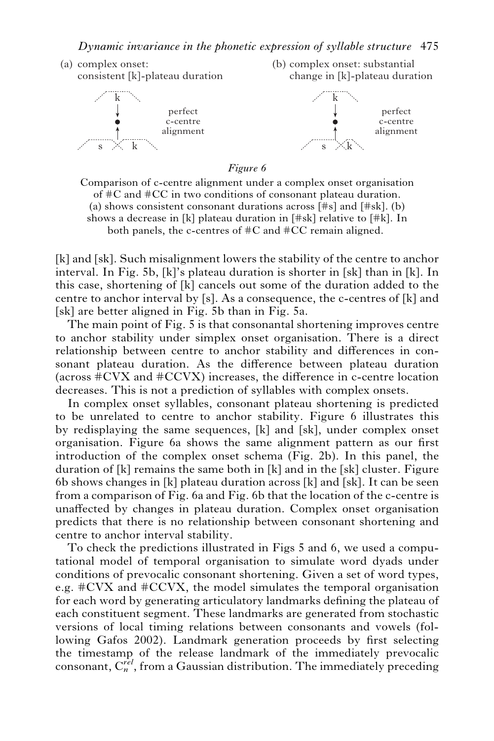(a) complex onset: consistent [k]-plateau duration

(b) complex onset: substantial change in [k]-plateau duration

perfect c-centre alignment

perfect c-centre alignment

*Figure 6*

Comparison of c-centre alignment under a complex onset organisation of #C and #CC in two conditions of consonant plateau duration. (a) shows consistent consonant durations across [#s] and [#sk]. (b) shows a decrease in [k] plateau duration in [#sk] relative to [#k]. In both panels, the c-centres of #C and #CC remain aligned.

[k] and [sk]. Such misalignment lowers the stability of the centre to anchor interval. In Fig. 5b, [k]'s plateau duration is shorter in [sk] than in [k]. In this case, shortening of [k] cancels out some of the duration added to the centre to anchor interval by [s]. As a consequence, the c-centres of [k] and [sk] are better aligned in Fig. 5b than in Fig. 5a.

The main point of Fig. 5 is that consonantal shortening improves centre to anchor stability under simplex onset organisation. There is a direct relationship between centre to anchor stability and differences in consonant plateau duration. As the difference between plateau duration (across #CVX and #CCVX) increases, the difference in c-centre location decreases. This is not a prediction of syllables with complex onsets.

In complex onset syllables, consonant plateau shortening is predicted to be unrelated to centre to anchor stability. Figure 6 illustrates this by redisplaying the same sequences, [k] and [sk], under complex onset organisation. Figure 6a shows the same alignment pattern as our first introduction of the complex onset schema (Fig. 2b). In this panel, the duration of [k] remains the same both in [k] and in the [sk] cluster. Figure 6b shows changes in [k] plateau duration across [k] and [sk]. It can be seen from a comparison of Fig. 6a and Fig. 6b that the location of the c-centre is unaffected by changes in plateau duration. Complex onset organisation predicts that there is no relationship between consonant shortening and centre to anchor interval stability.

To check the predictions illustrated in Figs 5 and 6, we used a computational model of temporal organisation to simulate word dyads under conditions of prevocalic consonant shortening. Given a set of word types, e.g. #CVX and #CCVX, the model simulates the temporal organisation for each word by generating articulatory landmarks defining the plateau of each constituent segment. These landmarks are generated from stochastic versions of local timing relations between consonants and vowels (following Gafos 2002). Landmark generation proceeds by first selecting the timestamp of the release landmark of the immediately prevocalic consonant, $C_n^{rel}$, from a Gaussian distribution. The immediately preceding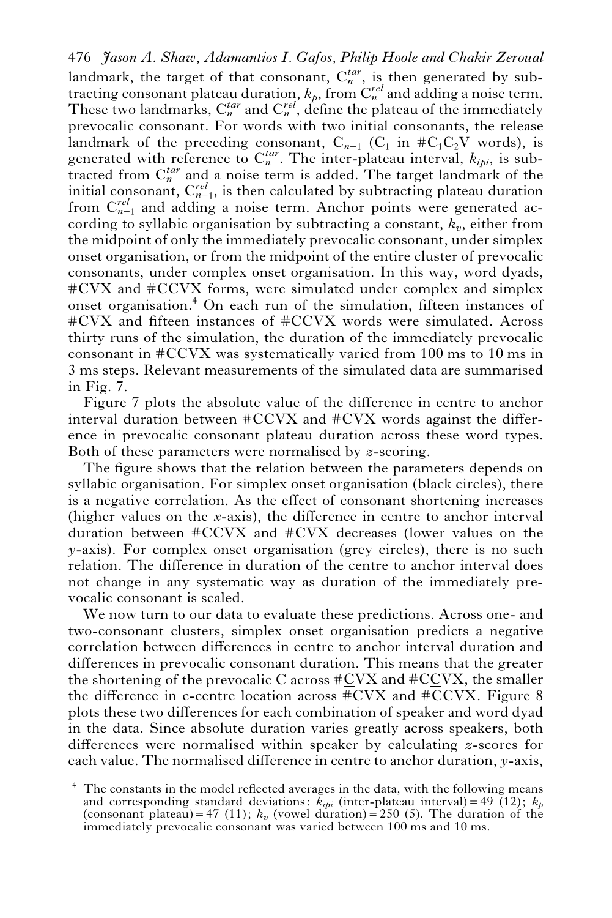landmark, the target of that consonant, $C_n^{tar}$, is then generated by subtracting consonant plateau duration, $k_p$, from $C_n^{rel}$ and adding a noise term. These two landmarks, $C_n^{tar}$ and $C_n^{rel}$, define the plateau of the immediately prevocalic consonant. For words with two initial consonants, the release landmark of the preceding consonant, $C_{n-1}$ ($C_1$ in #$C_1C_2$V words), is generated with reference to $C_n^{tar}$. The inter-plateau interval, $k_{ipi}$, is subtracted from $C_n^{tar}$ and a noise term is added. The target landmark of the initial consonant, $C_{n-1}^{rel}$, is then calculated by subtracting plateau duration from $C_{n-1}^{rel}$ and adding a noise term. Anchor points were generated according to syllabic organisation by subtracting a constant, $k_v$, either from the midpoint of only the immediately prevocalic consonant, under simplex onset organisation, or from the midpoint of the entire cluster of prevocalic consonants, under complex onset organisation. In this way, word dyads, #CVX and #CCVX forms, were simulated under complex and simplex onset organisation.[4] On each run of the simulation, fifteen instances of #CVX and fifteen instances of #CCVX words were simulated. Across thirty runs of the simulation, the duration of the immediately prevocalic consonant in #CCVX was systematically varied from 100 ms to 10 ms in 3 ms steps. Relevant measurements of the simulated data are summarised in Fig. 7.

Figure 7 plots the absolute value of the difference in centre to anchor interval duration between #CCVX and #CVX words against the difference in prevocalic consonant plateau duration across these word types. Both of these parameters were normalised by *z*-scoring.

The figure shows that the relation between the parameters depends on syllabic organisation. For simplex onset organisation (black circles), there is a negative correlation. As the effect of consonant shortening increases (higher values on the *x*-axis), the difference in centre to anchor interval duration between #CCVX and #CVX decreases (lower values on the *y*-axis). For complex onset organisation (grey circles), there is no such relation. The difference in duration of the centre to anchor interval does not change in any systematic way as duration of the immediately prevocalic consonant is scaled.

We now turn to our data to evaluate these predictions. Across one- and two-consonant clusters, simplex onset organisation predicts a negative correlation between differences in centre to anchor interval duration and differences in prevocalic consonant duration. This means that the greater the shortening of the prevocalic C across #<u>C</u>VX and #C<u>C</u>VX, the smaller the difference in c-centre location across #CVX and #CCVX. Figure 8 plots these two differences for each combination of speaker and word dyad in the data. Since absolute duration varies greatly across speakers, both differences were normalised within speaker by calculating *z*-scores for each value. The normalised difference in centre to anchor duration, *y*-axis,

[4] The constants in the model reflected averages in the data, with the following means and corresponding standard deviations: $k_{ipi}$ (inter-plateau interval) = 49 (12); $k_p$ (consonant plateau) = 47 (11); $k_v$ (vowel duration) = 250 (5). The duration of the immediately prevocalic consonant was varied between 100 ms and 10 ms.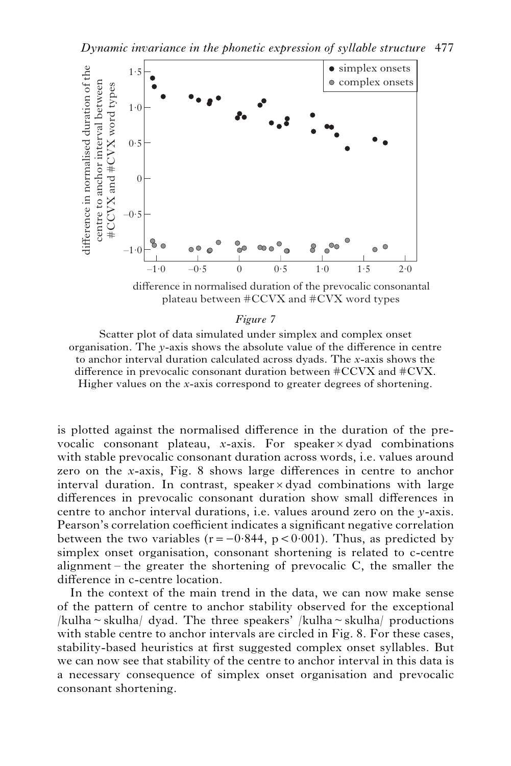*Figure 7*

Scatter plot of data simulated under simplex and complex onset organisation. The *y*-axis shows the absolute value of the difference in centre to anchor interval duration calculated across dyads. The *x*-axis shows the difference in prevocalic consonant duration between #CCVX and #CVX. Higher values on the *x*-axis correspond to greater degrees of shortening.

is plotted against the normalised difference in the duration of the prevocalic consonant plateau, *x*-axis. For speaker × dyad combinations with stable prevocalic consonant duration across words, i.e. values around zero on the *x*-axis, Fig. 8 shows large differences in centre to anchor interval duration. In contrast, speaker × dyad combinations with large differences in prevocalic consonant duration show small differences in centre to anchor interval durations, i.e. values around zero on the *y*-axis. Pearson's correlation coefficient indicates a significant negative correlation between the two variables ($r = -0{\cdot}844$, $p < 0{\cdot}001$). Thus, as predicted by simplex onset organisation, consonant shortening is related to c-centre alignment – the greater the shortening of prevocalic C, the smaller the difference in c-centre location.

In the context of the main trend in the data, we can now make sense of the pattern of centre to anchor stability observed for the exceptional /kulha ~ skulha/ dyad. The three speakers' /kulha ~ skulha/ productions with stable centre to anchor intervals are circled in Fig. 8. For these cases, stability-based heuristics at first suggested complex onset syllables. But we can now see that stability of the centre to anchor interval in this data is a necessary consequence of simplex onset organisation and prevocalic consonant shortening.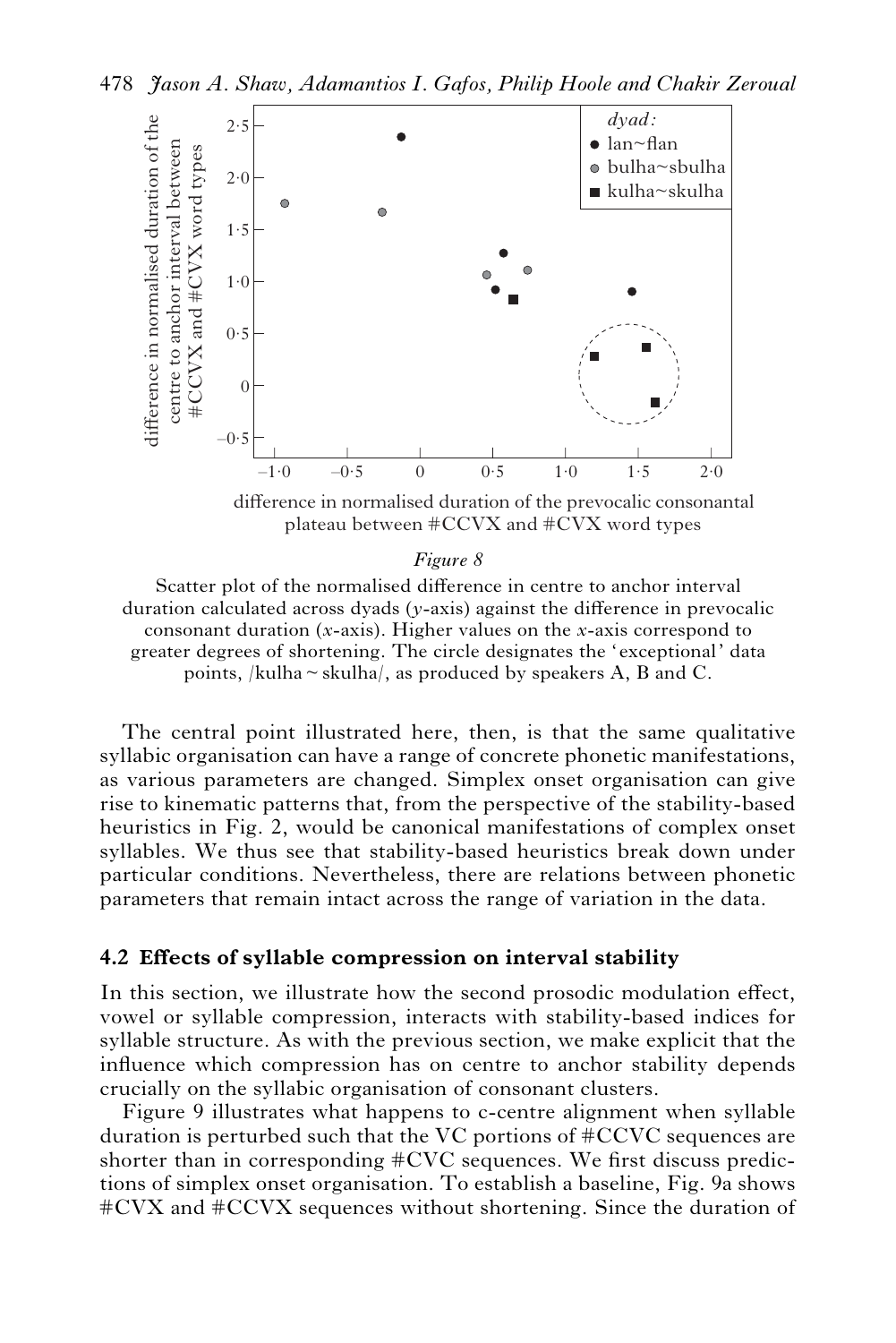*Figure 8*

Scatter plot of the normalised difference in centre to anchor interval duration calculated across dyads (*y*-axis) against the difference in prevocalic consonant duration (*x*-axis). Higher values on the *x*-axis correspond to greater degrees of shortening. The circle designates the 'exceptional' data points, /kulha ~ skulha/, as produced by speakers A, B and C.

The central point illustrated here, then, is that the same qualitative syllabic organisation can have a range of concrete phonetic manifestations, as various parameters are changed. Simplex onset organisation can give rise to kinematic patterns that, from the perspective of the stability-based heuristics in Fig. 2, would be canonical manifestations of complex onset syllables. We thus see that stability-based heuristics break down under particular conditions. Nevertheless, there are relations between phonetic parameters that remain intact across the range of variation in the data.

### 4.2 Effects of syllable compression on interval stability

In this section, we illustrate how the second prosodic modulation effect, vowel or syllable compression, interacts with stability-based indices for syllable structure. As with the previous section, we make explicit that the influence which compression has on centre to anchor stability depends crucially on the syllabic organisation of consonant clusters.

Figure 9 illustrates what happens to c-centre alignment when syllable duration is perturbed such that the VC portions of #CCVC sequences are shorter than in corresponding #CVC sequences. We first discuss predictions of simplex onset organisation. To establish a baseline, Fig. 9a shows #CVX and #CCVX sequences without shortening. Since the duration of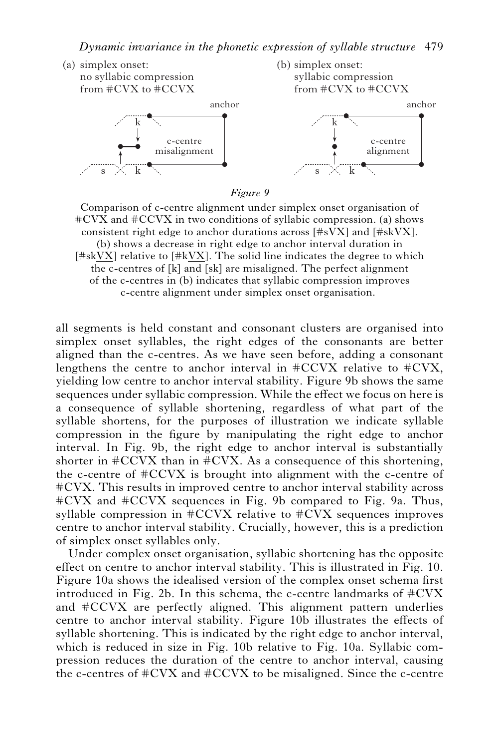(a) simplex onset: no syllabic compression from #CVX to #CCVX

(b) simplex onset: syllabic compression from #CVX to #CCVX

*Figure 9*

Comparison of c-centre alignment under simplex onset organisation of #CVX and #CCVX in two conditions of syllabic compression. (a) shows consistent right edge to anchor durations across [#sVX] and [#skVX]. (b) shows a decrease in right edge to anchor interval duration in [#sk<u>VX</u>] relative to [#k<u>VX</u>]. The solid line indicates the degree to which the c-centres of [k] and [sk] are misaligned. The perfect alignment of the c-centres in (b) indicates that syllabic compression improves c-centre alignment under simplex onset organisation.

all segments is held constant and consonant clusters are organised into simplex onset syllables, the right edges of the consonants are better aligned than the c-centres. As we have seen before, adding a consonant lengthens the centre to anchor interval in #CCVX relative to #CVX, yielding low centre to anchor interval stability. Figure 9b shows the same sequences under syllabic compression. While the effect we focus on here is a consequence of syllable shortening, regardless of what part of the syllable shortens, for the purposes of illustration we indicate syllable compression in the figure by manipulating the right edge to anchor interval. In Fig. 9b, the right edge to anchor interval is substantially shorter in #CCVX than in #CVX. As a consequence of this shortening, the c-centre of #CCVX is brought into alignment with the c-centre of #CVX. This results in improved centre to anchor interval stability across #CVX and #CCVX sequences in Fig. 9b compared to Fig. 9a. Thus, syllable compression in #CCVX relative to #CVX sequences improves centre to anchor interval stability. Crucially, however, this is a prediction of simplex onset syllables only.

Under complex onset organisation, syllabic shortening has the opposite effect on centre to anchor interval stability. This is illustrated in Fig. 10. Figure 10a shows the idealised version of the complex onset schema first introduced in Fig. 2b. In this schema, the c-centre landmarks of #CVX and #CCVX are perfectly aligned. This alignment pattern underlies centre to anchor interval stability. Figure 10b illustrates the effects of syllable shortening. This is indicated by the right edge to anchor interval, which is reduced in size in Fig. 10b relative to Fig. 10a. Syllabic compression reduces the duration of the centre to anchor interval, causing the c-centres of #CVX and #CCVX to be misaligned. Since the c-centre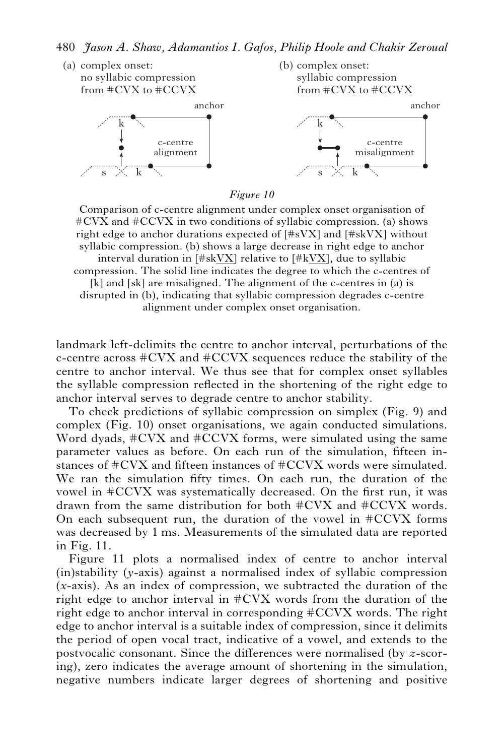(a) complex onset: no syllabic compression from #CVX to #CCVX

(b) complex onset: syllabic compression from #CVX to #CCVX

*Figure 10*

Comparison of c-centre alignment under complex onset organisation of #CVX and #CCVX in two conditions of syllabic compression. (a) shows right edge to anchor durations expected of [#sVX] and [#skVX] without syllabic compression. (b) shows a large decrease in right edge to anchor interval duration in [#sk<u>VX</u>] relative to [#k<u>VX</u>], due to syllabic compression. The solid line indicates the degree to which the c-centres of [k] and [sk] are misaligned. The alignment of the c-centres in (a) is disrupted in (b), indicating that syllabic compression degrades c-centre alignment under complex onset organisation.

landmark left-delimits the centre to anchor interval, perturbations of the c-centre across #CVX and #CCVX sequences reduce the stability of the centre to anchor interval. We thus see that for complex onset syllables the syllable compression reflected in the shortening of the right edge to anchor interval serves to degrade centre to anchor stability.

To check predictions of syllabic compression on simplex (Fig. 9) and complex (Fig. 10) onset organisations, we again conducted simulations. Word dyads, #CVX and #CCVX forms, were simulated using the same parameter values as before. On each run of the simulation, fifteen instances of #CVX and fifteen instances of #CCVX words were simulated. We ran the simulation fifty times. On each run, the duration of the vowel in #CCVX was systematically decreased. On the first run, it was drawn from the same distribution for both #CVX and #CCVX words. On each subsequent run, the duration of the vowel in #CCVX forms was decreased by 1 ms. Measurements of the simulated data are reported in Fig. 11.

Figure 11 plots a normalised index of centre to anchor interval (in)stability ($y$-axis) against a normalised index of syllabic compression ($x$-axis). As an index of compression, we subtracted the duration of the right edge to anchor interval in #CVX words from the duration of the right edge to anchor interval in corresponding #CCVX words. The right edge to anchor interval is a suitable index of compression, since it delimits the period of open vocal tract, indicative of a vowel, and extends to the postvocalic consonant. Since the differences were normalised (by $z$-scoring), zero indicates the average amount of shortening in the simulation, negative numbers indicate larger degrees of shortening and positive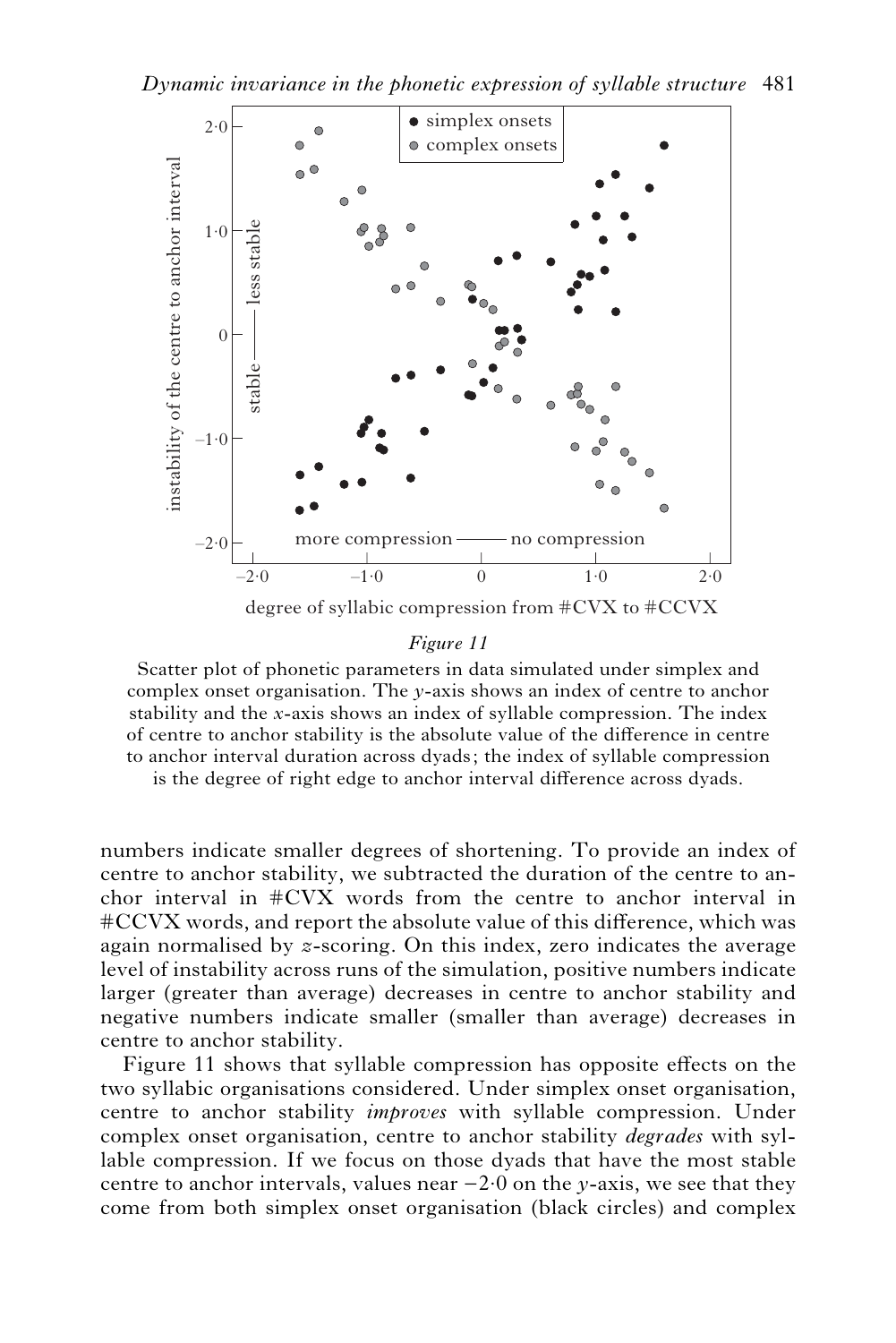*Figure 11*

Scatter plot of phonetic parameters in data simulated under simplex and complex onset organisation. The *y*-axis shows an index of centre to anchor stability and the *x*-axis shows an index of syllable compression. The index of centre to anchor stability is the absolute value of the difference in centre to anchor interval duration across dyads; the index of syllable compression is the degree of right edge to anchor interval difference across dyads.

numbers indicate smaller degrees of shortening. To provide an index of centre to anchor stability, we subtracted the duration of the centre to anchor interval in #CVX words from the centre to anchor interval in #CCVX words, and report the absolute value of this difference, which was again normalised by *z*-scoring. On this index, zero indicates the average level of instability across runs of the simulation, positive numbers indicate larger (greater than average) decreases in centre to anchor stability and negative numbers indicate smaller (smaller than average) decreases in centre to anchor stability.

Figure 11 shows that syllable compression has opposite effects on the two syllabic organisations considered. Under simplex onset organisation, centre to anchor stability *improves* with syllable compression. Under complex onset organisation, centre to anchor stability *degrades* with syllable compression. If we focus on those dyads that have the most stable centre to anchor intervals, values near −2·0 on the *y*-axis, we see that they come from both simplex onset organisation (black circles) and complex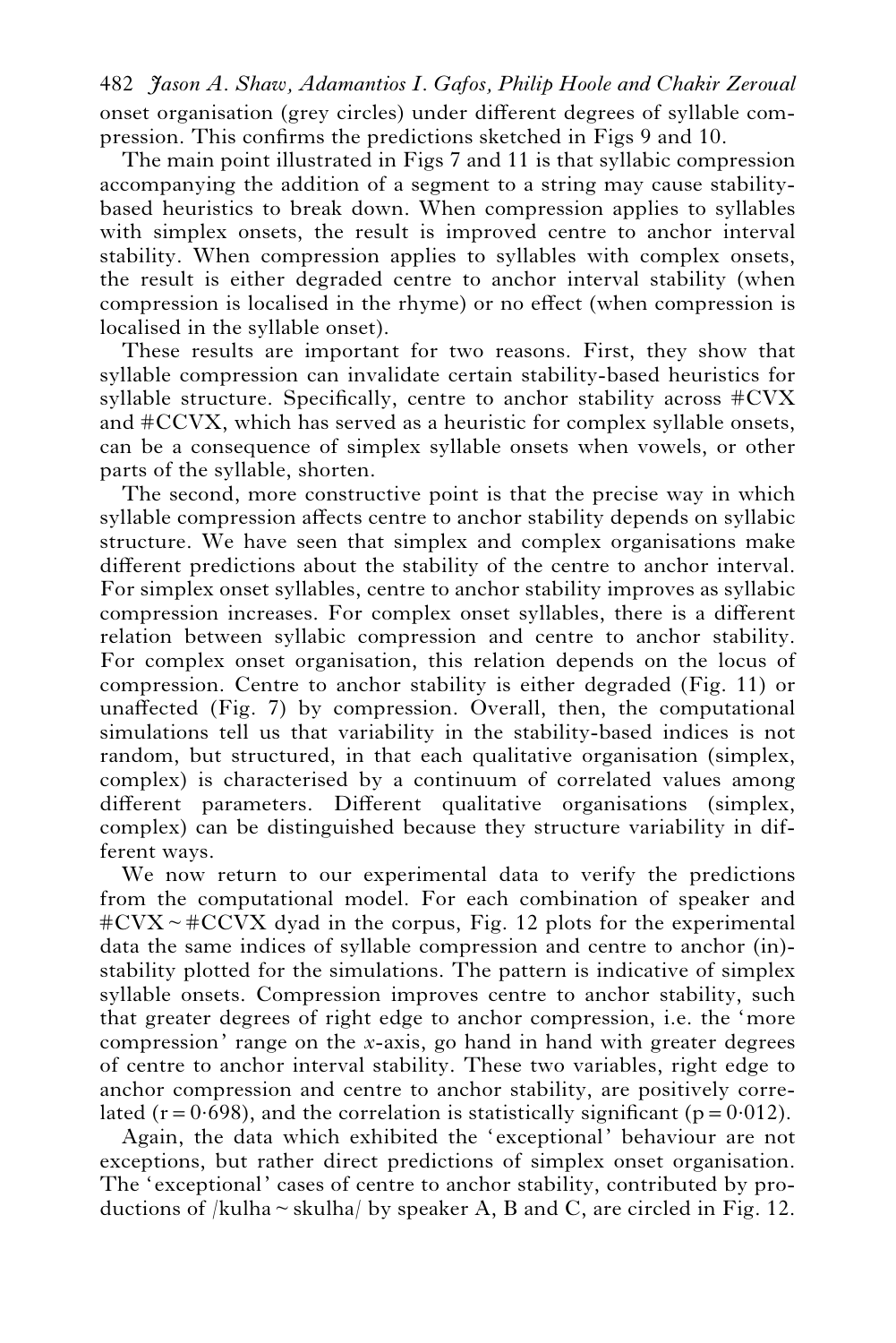onset organisation (grey circles) under different degrees of syllable compression. This confirms the predictions sketched in Figs 9 and 10.

The main point illustrated in Figs 7 and 11 is that syllabic compression accompanying the addition of a segment to a string may cause stability-based heuristics to break down. When compression applies to syllables with simplex onsets, the result is improved centre to anchor interval stability. When compression applies to syllables with complex onsets, the result is either degraded centre to anchor interval stability (when compression is localised in the rhyme) or no effect (when compression is localised in the syllable onset).

These results are important for two reasons. First, they show that syllable compression can invalidate certain stability-based heuristics for syllable structure. Specifically, centre to anchor stability across #CVX and #CCVX, which has served as a heuristic for complex syllable onsets, can be a consequence of simplex syllable onsets when vowels, or other parts of the syllable, shorten.

The second, more constructive point is that the precise way in which syllable compression affects centre to anchor stability depends on syllabic structure. We have seen that simplex and complex organisations make different predictions about the stability of the centre to anchor interval. For simplex onset syllables, centre to anchor stability improves as syllabic compression increases. For complex onset syllables, there is a different relation between syllabic compression and centre to anchor stability. For complex onset organisation, this relation depends on the locus of compression. Centre to anchor stability is either degraded (Fig. 11) or unaffected (Fig. 7) by compression. Overall, then, the computational simulations tell us that variability in the stability-based indices is not random, but structured, in that each qualitative organisation (simplex, complex) is characterised by a continuum of correlated values among different parameters. Different qualitative organisations (simplex, complex) can be distinguished because they structure variability in different ways.

We now return to our experimental data to verify the predictions from the computational model. For each combination of speaker and #CVX ~ #CCVX dyad in the corpus, Fig. 12 plots for the experimental data the same indices of syllable compression and centre to anchor (in)-stability plotted for the simulations. The pattern is indicative of simplex syllable onsets. Compression improves centre to anchor stability, such that greater degrees of right edge to anchor compression, i.e. the 'more compression' range on the *x*-axis, go hand in hand with greater degrees of centre to anchor interval stability. These two variables, right edge to anchor compression and centre to anchor stability, are positively correlated ($r = 0{\cdot}698$), and the correlation is statistically significant ($p = 0{\cdot}012$).

Again, the data which exhibited the 'exceptional' behaviour are not exceptions, but rather direct predictions of simplex onset organisation. The 'exceptional' cases of centre to anchor stability, contributed by productions of /kulha ~ skulha/ by speaker A, B and C, are circled in Fig. 12.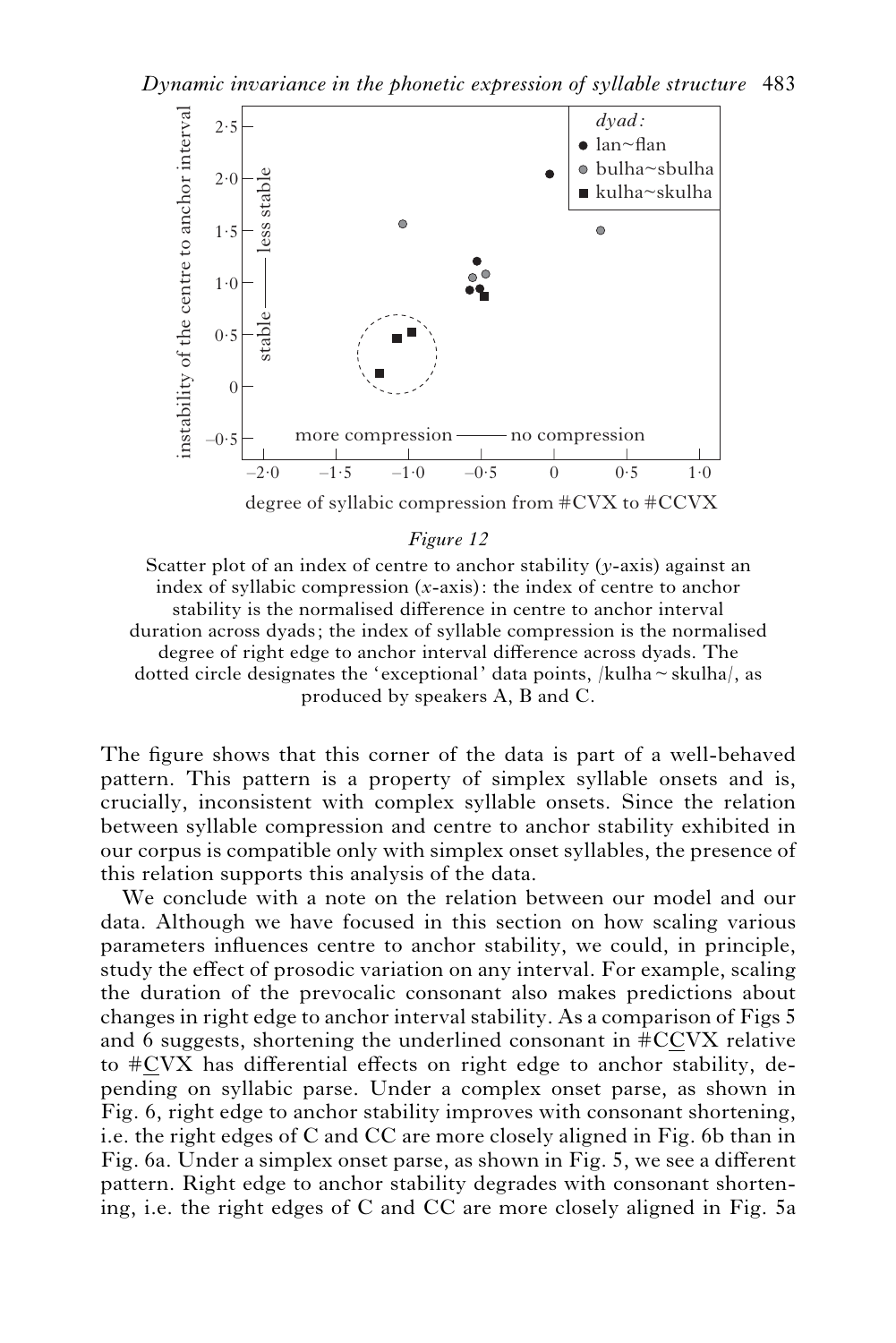*Figure 12*

Scatter plot of an index of centre to anchor stability (*y*-axis) against an index of syllabic compression (*x*-axis): the index of centre to anchor stability is the normalised difference in centre to anchor interval duration across dyads; the index of syllable compression is the normalised degree of right edge to anchor interval difference across dyads. The dotted circle designates the 'exceptional' data points, /kulha ~ skulha/, as produced by speakers A, B and C.

The figure shows that this corner of the data is part of a well-behaved pattern. This pattern is a property of simplex syllable onsets and is, crucially, inconsistent with complex syllable onsets. Since the relation between syllable compression and centre to anchor stability exhibited in our corpus is compatible only with simplex onset syllables, the presence of this relation supports this analysis of the data.

We conclude with a note on the relation between our model and our data. Although we have focused in this section on how scaling various parameters influences centre to anchor stability, we could, in principle, study the effect of prosodic variation on any interval. For example, scaling the duration of the prevocalic consonant also makes predictions about changes in right edge to anchor interval stability. As a comparison of Figs 5 and 6 suggests, shortening the underlined consonant in #C<u>C</u>VX relative to #<u>C</u>VX has differential effects on right edge to anchor stability, depending on syllabic parse. Under a complex onset parse, as shown in Fig. 6, right edge to anchor stability improves with consonant shortening, i.e. the right edges of C and CC are more closely aligned in Fig. 6b than in Fig. 6a. Under a simplex onset parse, as shown in Fig. 5, we see a different pattern. Right edge to anchor stability degrades with consonant shortening, i.e. the right edges of C and CC are more closely aligned in Fig. 5a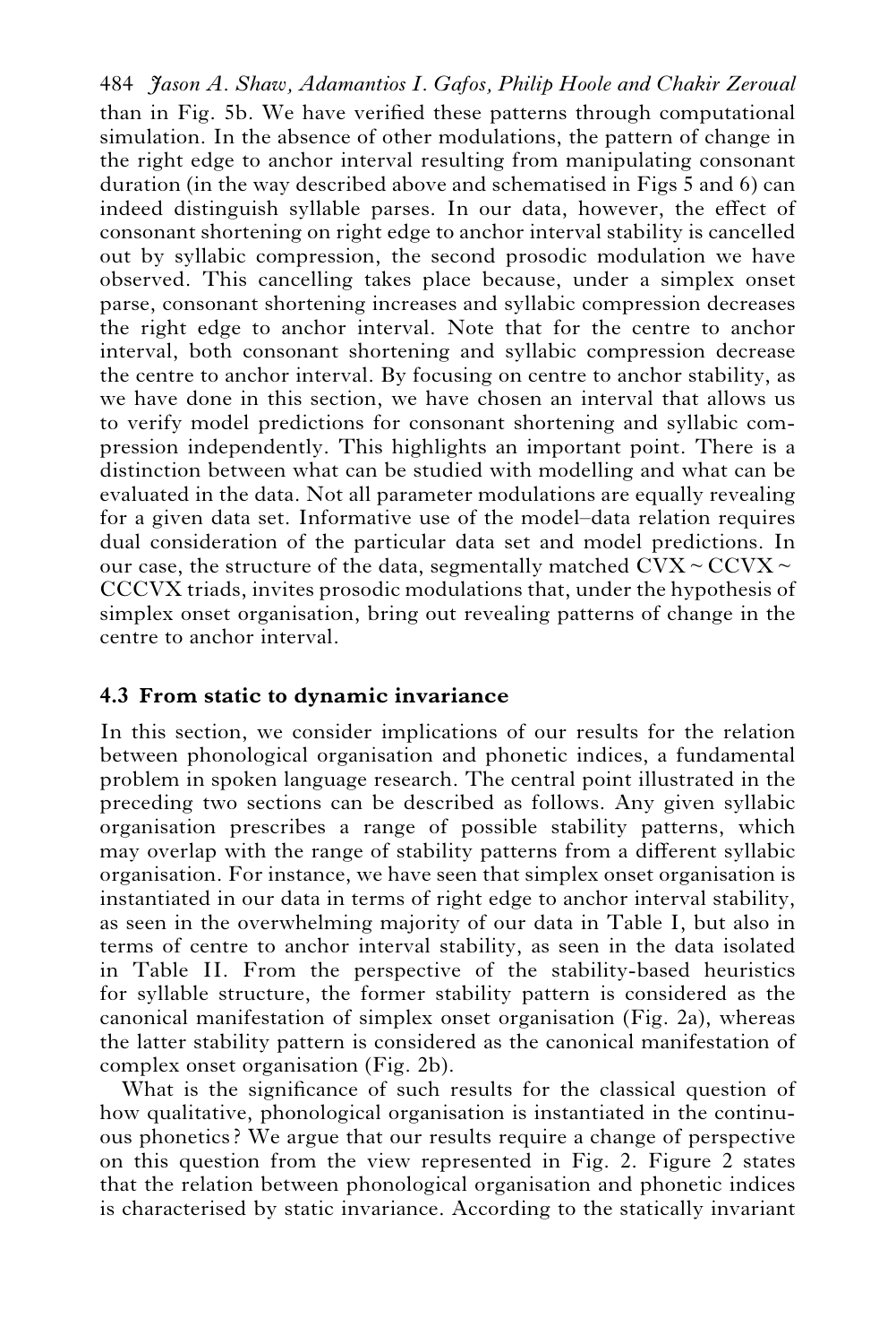than in Fig. 5b. We have verified these patterns through computational simulation. In the absence of other modulations, the pattern of change in the right edge to anchor interval resulting from manipulating consonant duration (in the way described above and schematised in Figs 5 and 6) can indeed distinguish syllable parses. In our data, however, the effect of consonant shortening on right edge to anchor interval stability is cancelled out by syllabic compression, the second prosodic modulation we have observed. This cancelling takes place because, under a simplex onset parse, consonant shortening increases and syllabic compression decreases the right edge to anchor interval. Note that for the centre to anchor interval, both consonant shortening and syllabic compression decrease the centre to anchor interval. By focusing on centre to anchor stability, as we have done in this section, we have chosen an interval that allows us to verify model predictions for consonant shortening and syllabic compression independently. This highlights an important point. There is a distinction between what can be studied with modelling and what can be evaluated in the data. Not all parameter modulations are equally revealing for a given data set. Informative use of the model–data relation requires dual consideration of the particular data set and model predictions. In our case, the structure of the data, segmentally matched CVX ~ CCVX ~ CCCVX triads, invites prosodic modulations that, under the hypothesis of simplex onset organisation, bring out revealing patterns of change in the centre to anchor interval.

### 4.3 From static to dynamic invariance

In this section, we consider implications of our results for the relation between phonological organisation and phonetic indices, a fundamental problem in spoken language research. The central point illustrated in the preceding two sections can be described as follows. Any given syllabic organisation prescribes a range of possible stability patterns, which may overlap with the range of stability patterns from a different syllabic organisation. For instance, we have seen that simplex onset organisation is instantiated in our data in terms of right edge to anchor interval stability, as seen in the overwhelming majority of our data in Table I, but also in terms of centre to anchor interval stability, as seen in the data isolated in Table II. From the perspective of the stability-based heuristics for syllable structure, the former stability pattern is considered as the canonical manifestation of simplex onset organisation (Fig. 2a), whereas the latter stability pattern is considered as the canonical manifestation of complex onset organisation (Fig. 2b).

What is the significance of such results for the classical question of how qualitative, phonological organisation is instantiated in the continuous phonetics? We argue that our results require a change of perspective on this question from the view represented in Fig. 2. Figure 2 states that the relation between phonological organisation and phonetic indices is characterised by static invariance. According to the statically invariant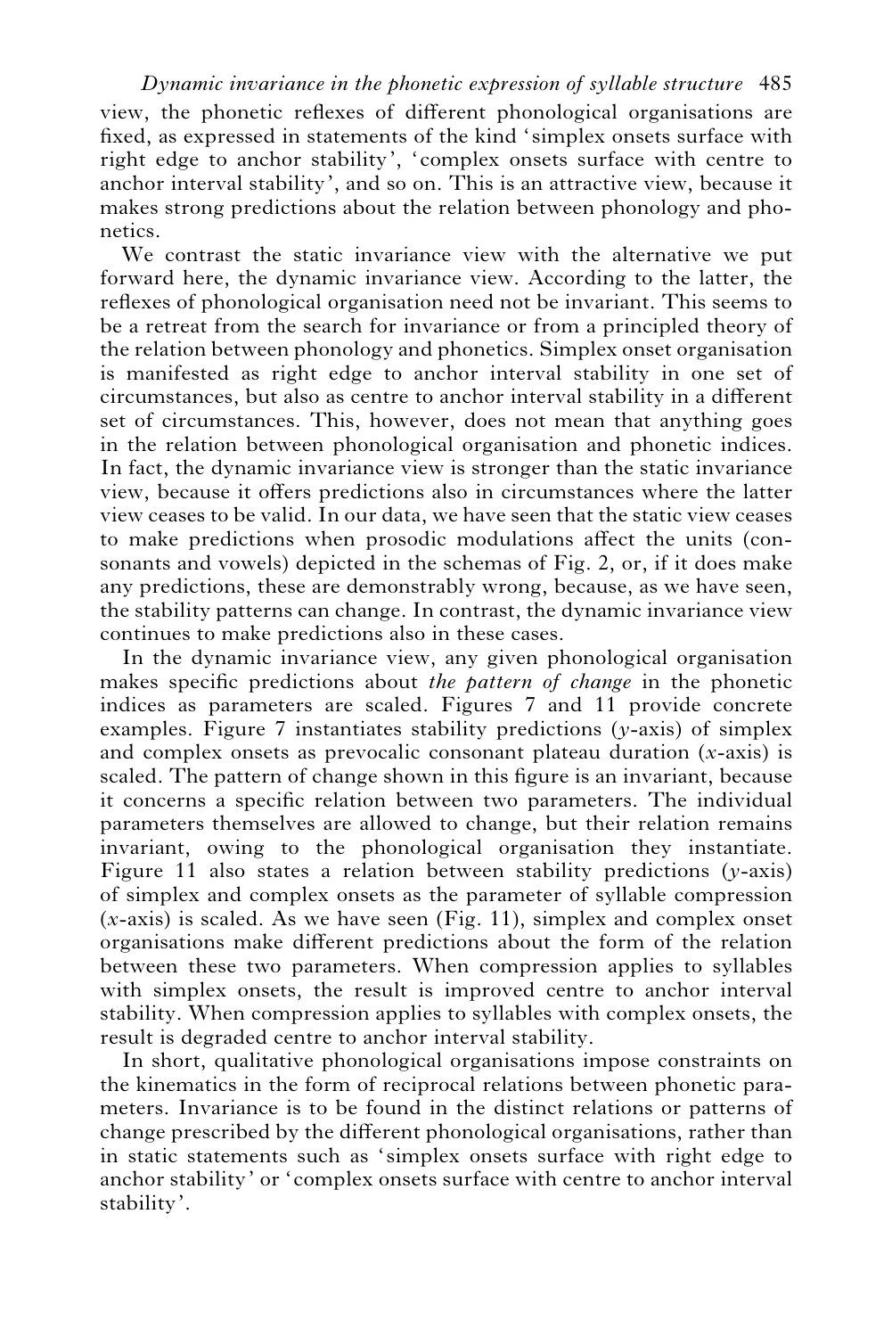view, the phonetic reflexes of different phonological organisations are fixed, as expressed in statements of the kind 'simplex onsets surface with right edge to anchor stability', 'complex onsets surface with centre to anchor interval stability', and so on. This is an attractive view, because it makes strong predictions about the relation between phonology and phonetics.

We contrast the static invariance view with the alternative we put forward here, the dynamic invariance view. According to the latter, the reflexes of phonological organisation need not be invariant. This seems to be a retreat from the search for invariance or from a principled theory of the relation between phonology and phonetics. Simplex onset organisation is manifested as right edge to anchor interval stability in one set of circumstances, but also as centre to anchor interval stability in a different set of circumstances. This, however, does not mean that anything goes in the relation between phonological organisation and phonetic indices. In fact, the dynamic invariance view is stronger than the static invariance view, because it offers predictions also in circumstances where the latter view ceases to be valid. In our data, we have seen that the static view ceases to make predictions when prosodic modulations affect the units (consonants and vowels) depicted in the schemas of Fig. 2, or, if it does make any predictions, these are demonstrably wrong, because, as we have seen, the stability patterns can change. In contrast, the dynamic invariance view continues to make predictions also in these cases.

In the dynamic invariance view, any given phonological organisation makes specific predictions about *the pattern of change* in the phonetic indices as parameters are scaled. Figures 7 and 11 provide concrete examples. Figure 7 instantiates stability predictions ($y$-axis) of simplex and complex onsets as prevocalic consonant plateau duration ($x$-axis) is scaled. The pattern of change shown in this figure is an invariant, because it concerns a specific relation between two parameters. The individual parameters themselves are allowed to change, but their relation remains invariant, owing to the phonological organisation they instantiate. Figure 11 also states a relation between stability predictions ($y$-axis) of simplex and complex onsets as the parameter of syllable compression ($x$-axis) is scaled. As we have seen (Fig. 11), simplex and complex onset organisations make different predictions about the form of the relation between these two parameters. When compression applies to syllables with simplex onsets, the result is improved centre to anchor interval stability. When compression applies to syllables with complex onsets, the result is degraded centre to anchor interval stability.

In short, qualitative phonological organisations impose constraints on the kinematics in the form of reciprocal relations between phonetic parameters. Invariance is to be found in the distinct relations or patterns of change prescribed by the different phonological organisations, rather than in static statements such as 'simplex onsets surface with right edge to anchor stability' or 'complex onsets surface with centre to anchor interval stability'.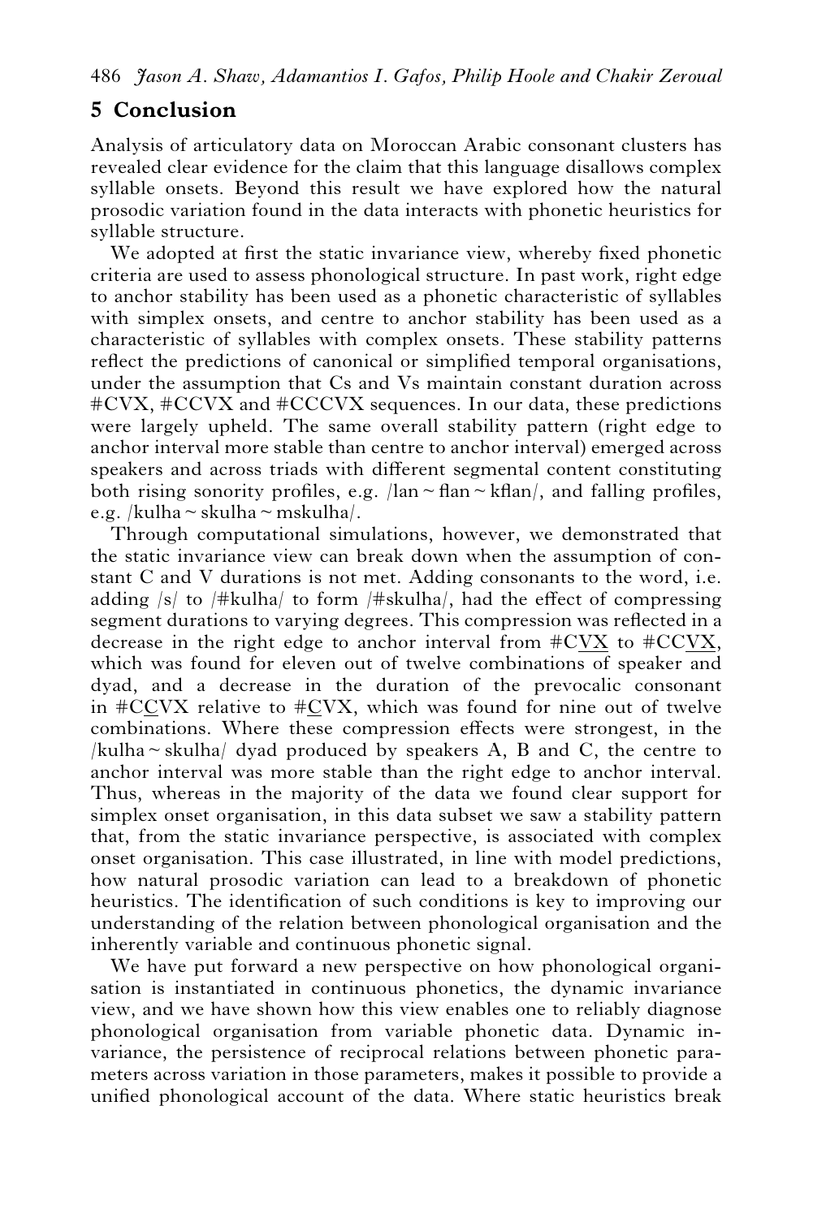## 5 Conclusion

Analysis of articulatory data on Moroccan Arabic consonant clusters has revealed clear evidence for the claim that this language disallows complex syllable onsets. Beyond this result we have explored how the natural prosodic variation found in the data interacts with phonetic heuristics for syllable structure.

We adopted at first the static invariance view, whereby fixed phonetic criteria are used to assess phonological structure. In past work, right edge to anchor stability has been used as a phonetic characteristic of syllables with simplex onsets, and centre to anchor stability has been used as a characteristic of syllables with complex onsets. These stability patterns reflect the predictions of canonical or simplified temporal organisations, under the assumption that Cs and Vs maintain constant duration across #CVX, #CCVX and #CCCVX sequences. In our data, these predictions were largely upheld. The same overall stability pattern (right edge to anchor interval more stable than centre to anchor interval) emerged across speakers and across triads with different segmental content constituting both rising sonority profiles, e.g. /lan ~ flan ~ kflan/, and falling profiles, e.g. /kulha ~ skulha ~ mskulha/.

Through computational simulations, however, we demonstrated that the static invariance view can break down when the assumption of constant C and V durations is not met. Adding consonants to the word, i.e. adding /s/ to /#kulha/ to form /#skulha/, had the effect of compressing segment durations to varying degrees. This compression was reflected in a decrease in the right edge to anchor interval from #C<u>VX</u> to #CC<u>VX</u>, which was found for eleven out of twelve combinations of speaker and dyad, and a decrease in the duration of the prevocalic consonant in #C<u>C</u>VX relative to #<u>C</u>VX, which was found for nine out of twelve combinations. Where these compression effects were strongest, in the /kulha ~ skulha/ dyad produced by speakers A, B and C, the centre to anchor interval was more stable than the right edge to anchor interval. Thus, whereas in the majority of the data we found clear support for simplex onset organisation, in this data subset we saw a stability pattern that, from the static invariance perspective, is associated with complex onset organisation. This case illustrated, in line with model predictions, how natural prosodic variation can lead to a breakdown of phonetic heuristics. The identification of such conditions is key to improving our understanding of the relation between phonological organisation and the inherently variable and continuous phonetic signal.

We have put forward a new perspective on how phonological organisation is instantiated in continuous phonetics, the dynamic invariance view, and we have shown how this view enables one to reliably diagnose phonological organisation from variable phonetic data. Dynamic invariance, the persistence of reciprocal relations between phonetic parameters across variation in those parameters, makes it possible to provide a unified phonological account of the data. Where static heuristics break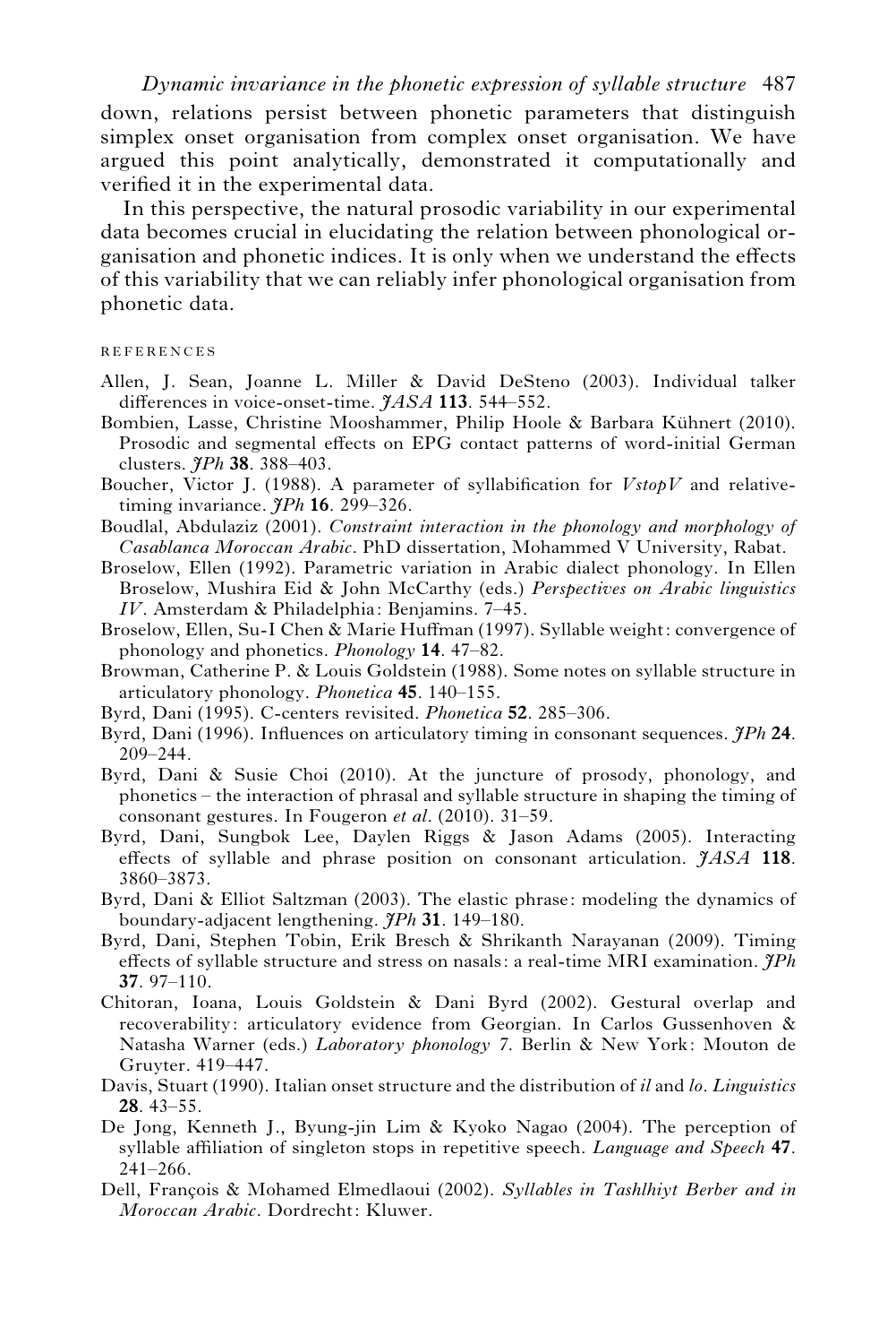down, relations persist between phonetic parameters that distinguish simplex onset organisation from complex onset organisation. We have argued this point analytically, demonstrated it computationally and verified it in the experimental data.

In this perspective, the natural prosodic variability in our experimental data becomes crucial in elucidating the relation between phonological organisation and phonetic indices. It is only when we understand the effects of this variability that we can reliably infer phonological organisation from phonetic data.

## REFERENCES

Allen, J. Sean, Joanne L. Miller & David DeSteno (2003). Individual talker differences in voice-onset-time. *JASA* **113**. 544–552.

Bombien, Lasse, Christine Mooshammer, Philip Hoole & Barbara Kühnert (2010). Prosodic and segmental effects on EPG contact patterns of word-initial German clusters. *JPh* **38**. 388–403.

Boucher, Victor J. (1988). A parameter of syllabification for *VstopV* and relative-timing invariance. *JPh* **16**. 299–326.

Boudlal, Abdulaziz (2001). *Constraint interaction in the phonology and morphology of Casablanca Moroccan Arabic*. PhD dissertation, Mohammed V University, Rabat.

Broselow, Ellen (1992). Parametric variation in Arabic dialect phonology. In Ellen Broselow, Mushira Eid & John McCarthy (eds.) *Perspectives on Arabic linguistics IV*. Amsterdam & Philadelphia: Benjamins. 7–45.

Broselow, Ellen, Su-I Chen & Marie Huffman (1997). Syllable weight: convergence of phonology and phonetics. *Phonology* **14**. 47–82.

Browman, Catherine P. & Louis Goldstein (1988). Some notes on syllable structure in articulatory phonology. *Phonetica* **45**. 140–155.

Byrd, Dani (1995). C-centers revisited. *Phonetica* **52**. 285–306.

Byrd, Dani (1996). Influences on articulatory timing in consonant sequences. *JPh* **24**. 209–244.

Byrd, Dani & Susie Choi (2010). At the juncture of prosody, phonology, and phonetics – the interaction of phrasal and syllable structure in shaping the timing of consonant gestures. In Fougeron *et al*. (2010). 31–59.

Byrd, Dani, Sungbok Lee, Daylen Riggs & Jason Adams (2005). Interacting effects of syllable and phrase position on consonant articulation. *JASA* **118**. 3860–3873.

Byrd, Dani & Elliot Saltzman (2003). The elastic phrase: modeling the dynamics of boundary-adjacent lengthening. *JPh* **31**. 149–180.

Byrd, Dani, Stephen Tobin, Erik Bresch & Shrikanth Narayanan (2009). Timing effects of syllable structure and stress on nasals: a real-time MRI examination. *JPh* **37**. 97–110.

Chitoran, Ioana, Louis Goldstein & Dani Byrd (2002). Gestural overlap and recoverability: articulatory evidence from Georgian. In Carlos Gussenhoven & Natasha Warner (eds.) *Laboratory phonology 7*. Berlin & New York: Mouton de Gruyter. 419–447.

Davis, Stuart (1990). Italian onset structure and the distribution of *il* and *lo*. *Linguistics* **28**. 43–55.

De Jong, Kenneth J., Byung-jin Lim & Kyoko Nagao (2004). The perception of syllable affiliation of singleton stops in repetitive speech. *Language and Speech* **47**. 241–266.

Dell, François & Mohamed Elmedlaoui (2002). *Syllables in Tashlhiyt Berber and in Moroccan Arabic*. Dordrecht: Kluwer.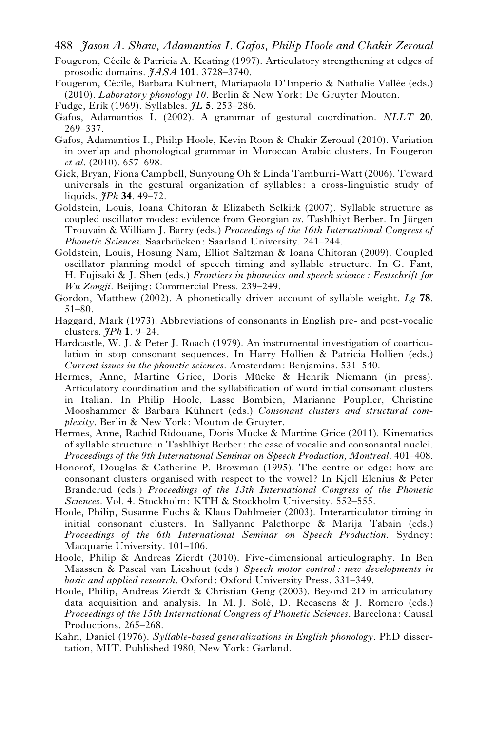Fougeron, Cécile & Patricia A. Keating (1997). Articulatory strengthening at edges of prosodic domains. *JASA* **101**. 3728–3740.

Fougeron, Cécile, Barbara Kühnert, Mariapaola D'Imperio & Nathalie Vallée (eds.) (2010). *Laboratory phonology 10*. Berlin & New York: De Gruyter Mouton.

Fudge, Erik (1969). Syllables. *JL* **5**. 253–286.

Gafos, Adamantios I. (2002). A grammar of gestural coordination. *NLLT* **20**. 269–337.

Gafos, Adamantios I., Philip Hoole, Kevin Roon & Chakir Zeroual (2010). Variation in overlap and phonological grammar in Moroccan Arabic clusters. In Fougeron *et al*. (2010). 657–698.

Gick, Bryan, Fiona Campbell, Sunyoung Oh & Linda Tamburri-Watt (2006). Toward universals in the gestural organization of syllables: a cross-linguistic study of liquids. *JPh* **34**. 49–72.

Goldstein, Louis, Ioana Chitoran & Elizabeth Selkirk (2007). Syllable structure as coupled oscillator modes: evidence from Georgian *vs*. Tashlhiyt Berber. In Jürgen Trouvain & William J. Barry (eds.) *Proceedings of the 16th International Congress of Phonetic Sciences*. Saarbrücken: Saarland University. 241–244.

Goldstein, Louis, Hosung Nam, Elliot Saltzman & Ioana Chitoran (2009). Coupled oscillator planning model of speech timing and syllable structure. In G. Fant, H. Fujisaki & J. Shen (eds.) *Frontiers in phonetics and speech science: Festschrift for Wu Zongji*. Beijing: Commercial Press. 239–249.

Gordon, Matthew (2002). A phonetically driven account of syllable weight. *Lg* **78**. 51–80.

Haggard, Mark (1973). Abbreviations of consonants in English pre- and post-vocalic clusters. *JPh* **1**. 9–24.

Hardcastle, W. J. & Peter J. Roach (1979). An instrumental investigation of coarticulation in stop consonant sequences. In Harry Hollien & Patricia Hollien (eds.) *Current issues in the phonetic sciences*. Amsterdam: Benjamins. 531–540.

Hermes, Anne, Martine Grice, Doris Mücke & Henrik Niemann (in press). Articulatory coordination and the syllabification of word initial consonant clusters in Italian. In Philip Hoole, Lasse Bombien, Marianne Pouplier, Christine Mooshammer & Barbara Kühnert (eds.) *Consonant clusters and structural complexity*. Berlin & New York: Mouton de Gruyter.

Hermes, Anne, Rachid Ridouane, Doris Mücke & Martine Grice (2011). Kinematics of syllable structure in Tashlhiyt Berber: the case of vocalic and consonantal nuclei. *Proceedings of the 9th International Seminar on Speech Production, Montreal*. 401–408.

Honorof, Douglas & Catherine P. Browman (1995). The centre or edge: how are consonant clusters organised with respect to the vowel? In Kjell Elenius & Peter Branderud (eds.) *Proceedings of the 13th International Congress of the Phonetic Sciences*. Vol. 4. Stockholm: KTH & Stockholm University. 552–555.

Hoole, Philip, Susanne Fuchs & Klaus Dahlmeier (2003). Interarticulator timing in initial consonant clusters. In Sallyanne Palethorpe & Marija Tabain (eds.) *Proceedings of the 6th International Seminar on Speech Production*. Sydney: Macquarie University. 101–106.

Hoole, Philip & Andreas Zierdt (2010). Five-dimensional articulography. In Ben Maassen & Pascal van Lieshout (eds.) *Speech motor control: new developments in basic and applied research*. Oxford: Oxford University Press. 331–349.

Hoole, Philip, Andreas Zierdt & Christian Geng (2003). Beyond 2D in articulatory data acquisition and analysis. In M. J. Solé, D. Recasens & J. Romero (eds.) *Proceedings of the 15th International Congress of Phonetic Sciences*. Barcelona: Causal Productions. 265–268.

Kahn, Daniel (1976). *Syllable-based generalizations in English phonology*. PhD dissertation, MIT. Published 1980, New York: Garland.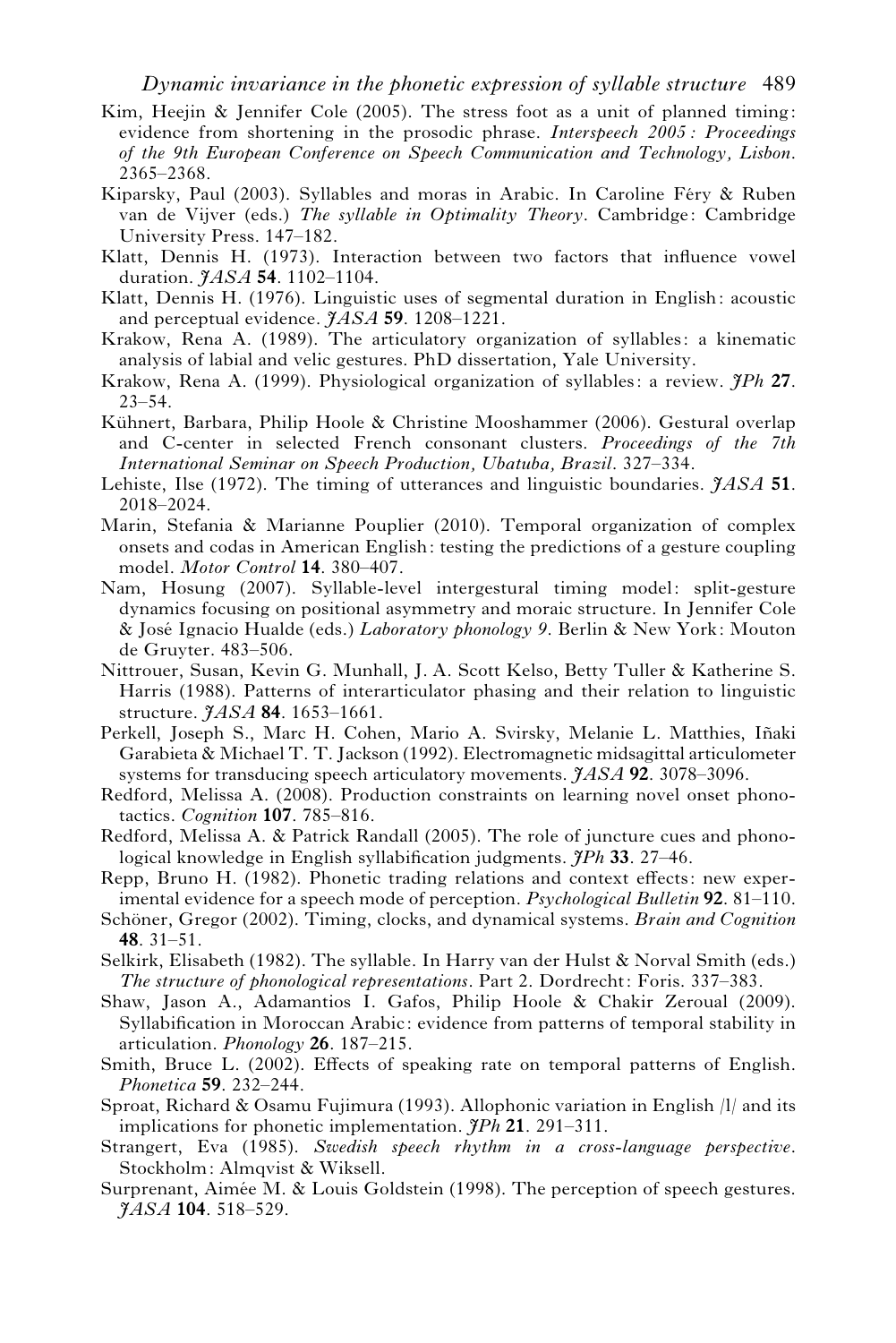Kim, Heejin & Jennifer Cole (2005). The stress foot as a unit of planned timing: evidence from shortening in the prosodic phrase. *Interspeech 2005: Proceedings of the 9th European Conference on Speech Communication and Technology, Lisbon*. 2365–2368.

Kiparsky, Paul (2003). Syllables and moras in Arabic. In Caroline Féry & Ruben van de Vijver (eds.) *The syllable in Optimality Theory*. Cambridge: Cambridge University Press. 147–182.

Klatt, Dennis H. (1973). Interaction between two factors that influence vowel duration. *JASA* **54**. 1102–1104.

Klatt, Dennis H. (1976). Linguistic uses of segmental duration in English: acoustic and perceptual evidence. *JASA* **59**. 1208–1221.

Krakow, Rena A. (1989). The articulatory organization of syllables: a kinematic analysis of labial and velic gestures. PhD dissertation, Yale University.

Krakow, Rena A. (1999). Physiological organization of syllables: a review. *JPh* **27**. 23–54.

Kühnert, Barbara, Philip Hoole & Christine Mooshammer (2006). Gestural overlap and C-center in selected French consonant clusters. *Proceedings of the 7th International Seminar on Speech Production, Ubatuba, Brazil*. 327–334.

Lehiste, Ilse (1972). The timing of utterances and linguistic boundaries. *JASA* **51**. 2018–2024.

Marin, Stefania & Marianne Pouplier (2010). Temporal organization of complex onsets and codas in American English: testing the predictions of a gesture coupling model. *Motor Control* **14**. 380–407.

Nam, Hosung (2007). Syllable-level intergestural timing model: split-gesture dynamics focusing on positional asymmetry and moraic structure. In Jennifer Cole & José Ignacio Hualde (eds.) *Laboratory phonology 9*. Berlin & New York: Mouton de Gruyter. 483–506.

Nittrouer, Susan, Kevin G. Munhall, J. A. Scott Kelso, Betty Tuller & Katherine S. Harris (1988). Patterns of interarticulator phasing and their relation to linguistic structure. *JASA* **84**. 1653–1661.

Perkell, Joseph S., Marc H. Cohen, Mario A. Svirsky, Melanie L. Matthies, Iñaki Garabieta & Michael T. T. Jackson (1992). Electromagnetic midsagittal articulometer systems for transducing speech articulatory movements. *JASA* **92**. 3078–3096.

Redford, Melissa A. (2008). Production constraints on learning novel onset phonotactics. *Cognition* **107**. 785–816.

Redford, Melissa A. & Patrick Randall (2005). The role of juncture cues and phonological knowledge in English syllabification judgments. *JPh* **33**. 27–46.

Repp, Bruno H. (1982). Phonetic trading relations and context effects: new experimental evidence for a speech mode of perception. *Psychological Bulletin* **92**. 81–110.

Schöner, Gregor (2002). Timing, clocks, and dynamical systems. *Brain and Cognition* **48**. 31–51.

Selkirk, Elisabeth (1982). The syllable. In Harry van der Hulst & Norval Smith (eds.) *The structure of phonological representations*. Part 2. Dordrecht: Foris. 337–383.

Shaw, Jason A., Adamantios I. Gafos, Philip Hoole & Chakir Zeroual (2009). Syllabification in Moroccan Arabic: evidence from patterns of temporal stability in articulation. *Phonology* **26**. 187–215.

Smith, Bruce L. (2002). Effects of speaking rate on temporal patterns of English. *Phonetica* **59**. 232–244.

Sproat, Richard & Osamu Fujimura (1993). Allophonic variation in English /l/ and its implications for phonetic implementation. *JPh* **21**. 291–311.

Strangert, Eva (1985). *Swedish speech rhythm in a cross-language perspective*. Stockholm: Almqvist & Wiksell.

Surprenant, Aimée M. & Louis Goldstein (1998). The perception of speech gestures. *JASA* **104**. 518–529.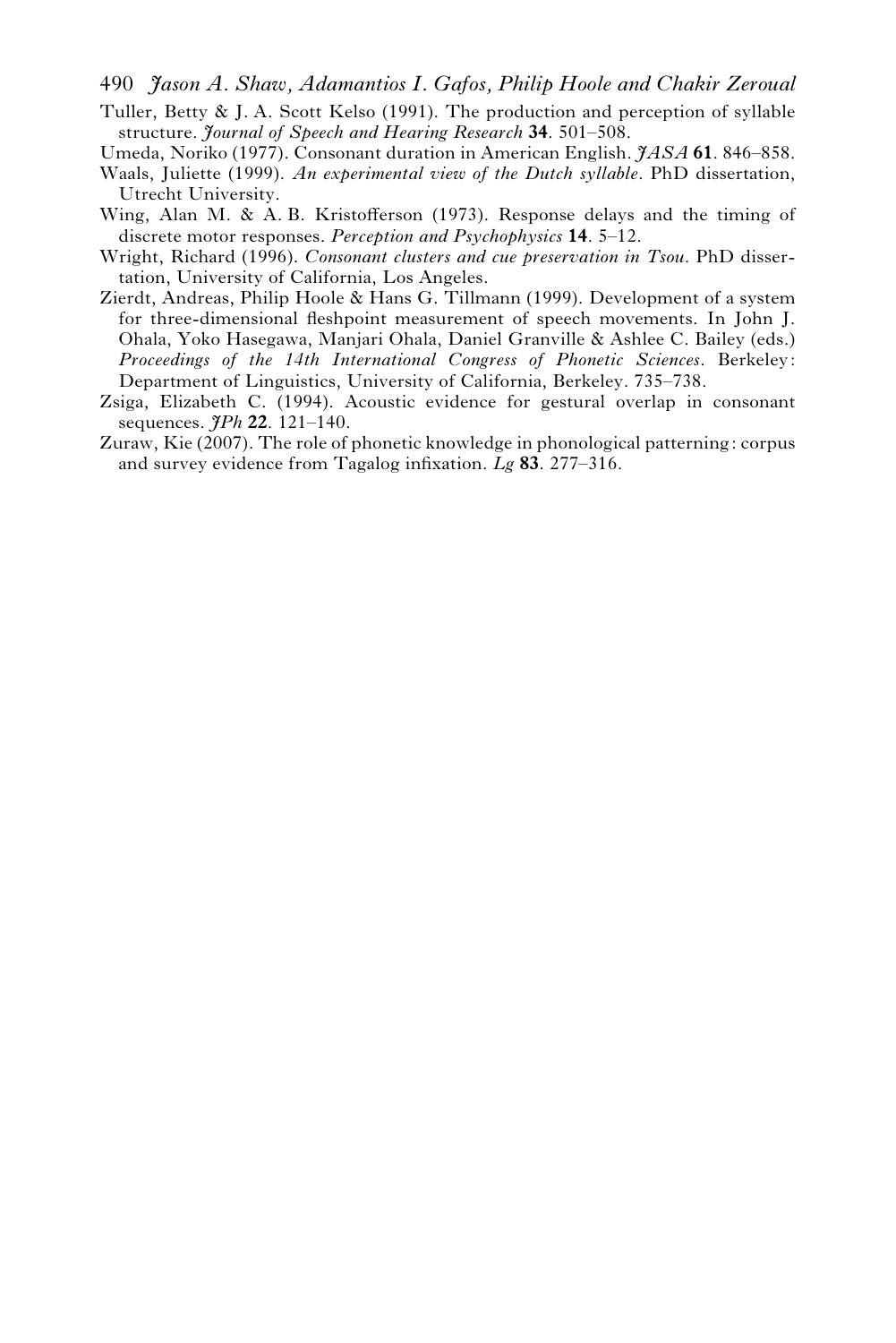Tuller, Betty & J. A. Scott Kelso (1991). The production and perception of syllable structure. *Journal of Speech and Hearing Research* **34**. 501–508.

Umeda, Noriko (1977). Consonant duration in American English. *JASA* **61**. 846–858.

Waals, Juliette (1999). *An experimental view of the Dutch syllable*. PhD dissertation, Utrecht University.

Wing, Alan M. & A. B. Kristofferson (1973). Response delays and the timing of discrete motor responses. *Perception and Psychophysics* **14**. 5–12.

Wright, Richard (1996). *Consonant clusters and cue preservation in Tsou*. PhD dissertation, University of California, Los Angeles.

Zierdt, Andreas, Philip Hoole & Hans G. Tillmann (1999). Development of a system for three-dimensional fleshpoint measurement of speech movements. In John J. Ohala, Yoko Hasegawa, Manjari Ohala, Daniel Granville & Ashlee C. Bailey (eds.) *Proceedings of the 14th International Congress of Phonetic Sciences*. Berkeley: Department of Linguistics, University of California, Berkeley. 735–738.

Zsiga, Elizabeth C. (1994). Acoustic evidence for gestural overlap in consonant sequences. *JPh* **22**. 121–140.

Zuraw, Kie (2007). The role of phonetic knowledge in phonological patterning: corpus and survey evidence from Tagalog infixation. *Lg* **83**. 277–316.